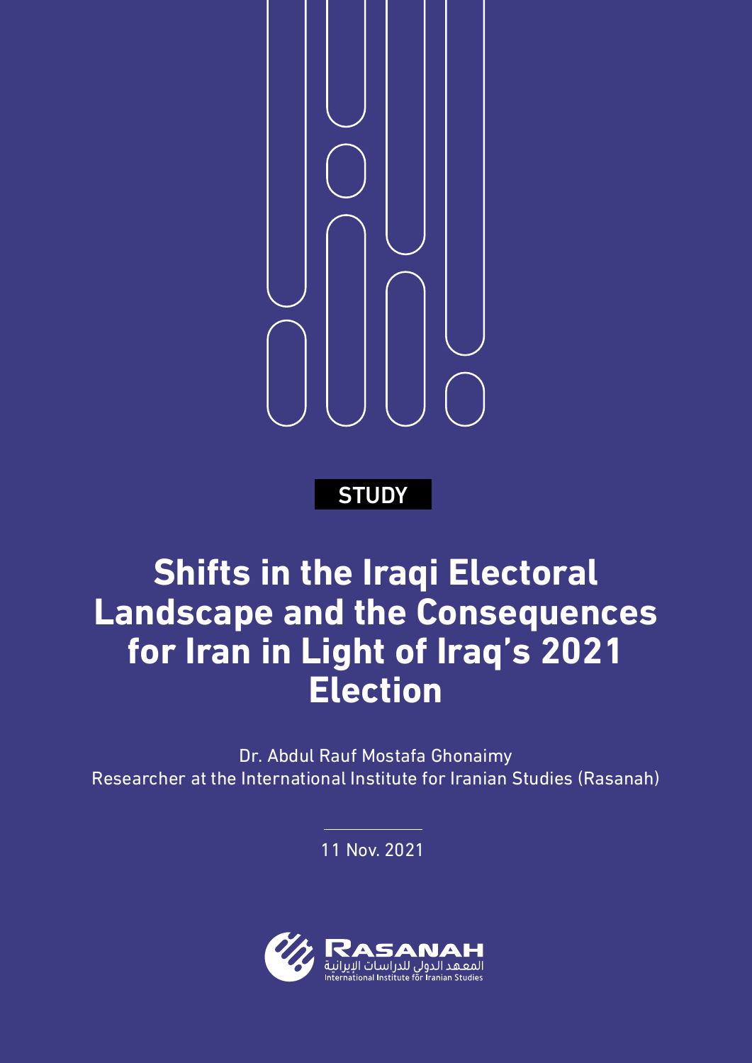STUDY

# Shifts in the Iraqi Electoral Landscape and the Consequences for Iran in Light of Iraq's 2021 Election

Dr. Abdul Rauf Mostafa Ghonaimy
Researcher at the International Institute for Iranian Studies (Rasanah)

11 Nov. 2021

RASANAH
المعهد الدولي للدراسات الإيرانية
International Institute for Iranian Studies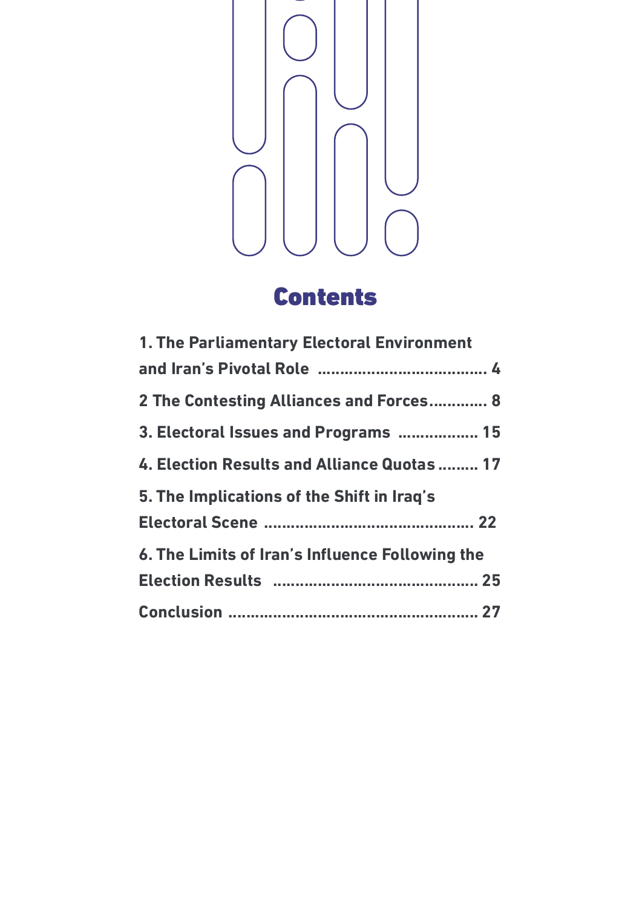# Contents

1. The Parliamentary Electoral Environment and Iran's Pivotal Role ..................................... 4

2 The Contesting Alliances and Forces............. 8

3. Electoral Issues and Programs .................. 15

4. Election Results and Alliance Quotas ......... 17

5. The Implications of the Shift in Iraq's Electoral Scene ............................................... 22

6. The Limits of Iran's Influence Following the Election Results .............................................. 25

Conclusion ....................................................... 27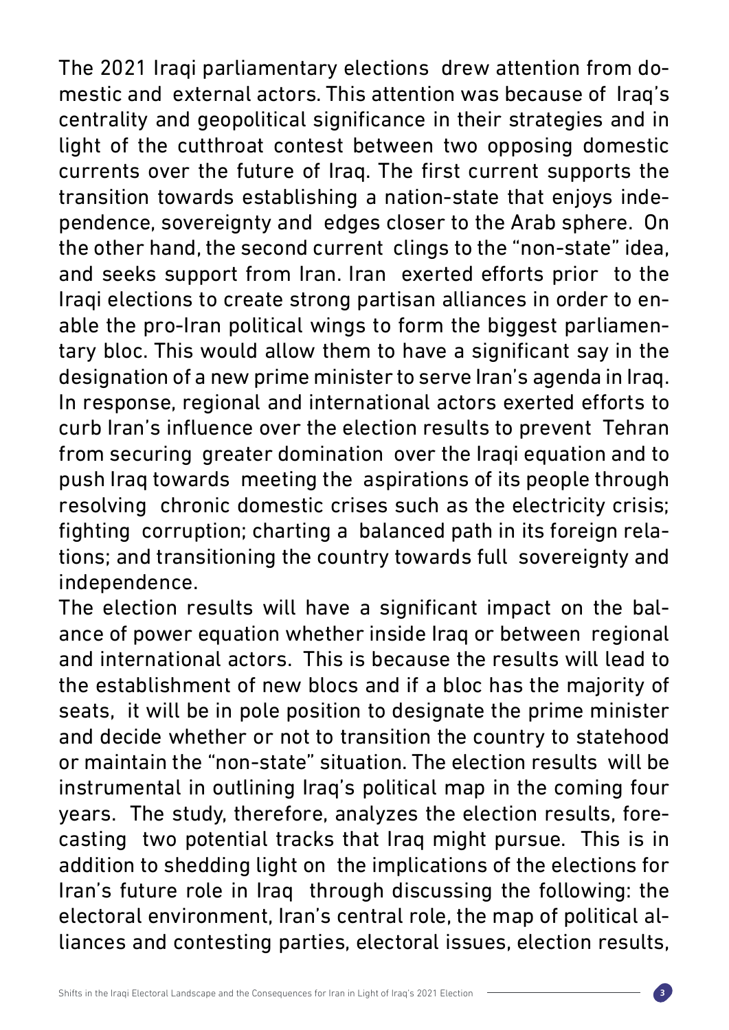The 2021 Iraqi parliamentary elections drew attention from domestic and external actors. This attention was because of Iraq's centrality and geopolitical significance in their strategies and in light of the cutthroat contest between two opposing domestic currents over the future of Iraq. The first current supports the transition towards establishing a nation-state that enjoys independence, sovereignty and edges closer to the Arab sphere. On the other hand, the second current clings to the "non-state" idea, and seeks support from Iran. Iran exerted efforts prior to the Iraqi elections to create strong partisan alliances in order to enable the pro-Iran political wings to form the biggest parliamentary bloc. This would allow them to have a significant say in the designation of a new prime minister to serve Iran's agenda in Iraq. In response, regional and international actors exerted efforts to curb Iran's influence over the election results to prevent Tehran from securing greater domination over the Iraqi equation and to push Iraq towards meeting the aspirations of its people through resolving chronic domestic crises such as the electricity crisis; fighting corruption; charting a balanced path in its foreign relations; and transitioning the country towards full sovereignty and independence.

The election results will have a significant impact on the balance of power equation whether inside Iraq or between regional and international actors. This is because the results will lead to the establishment of new blocs and if a bloc has the majority of seats, it will be in pole position to designate the prime minister and decide whether or not to transition the country to statehood or maintain the "non-state" situation. The election results will be instrumental in outlining Iraq's political map in the coming four years. The study, therefore, analyzes the election results, forecasting two potential tracks that Iraq might pursue. This is in addition to shedding light on the implications of the elections for Iran's future role in Iraq through discussing the following: the electoral environment, Iran's central role, the map of political alliances and contesting parties, electoral issues, election results,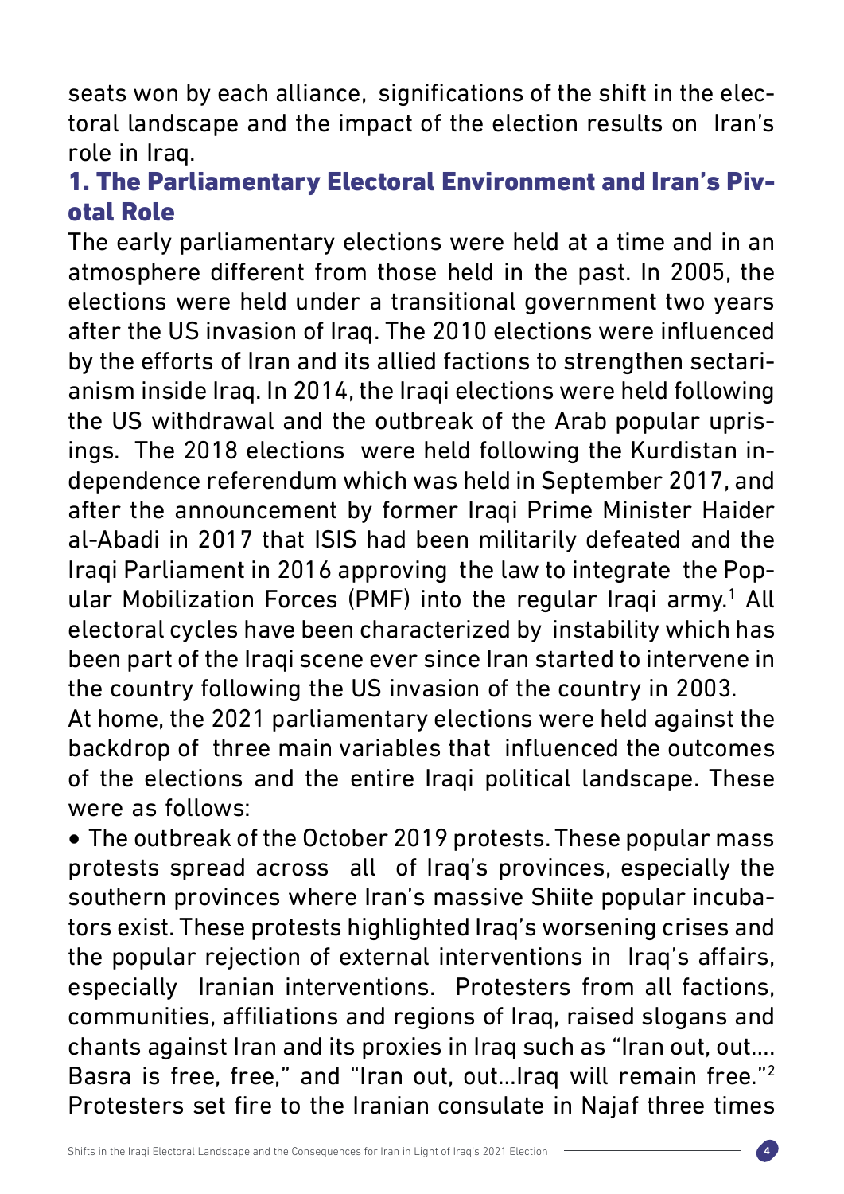seats won by each alliance, significations of the shift in the electoral landscape and the impact of the election results on Iran's role in Iraq.

## 1. The Parliamentary Electoral Environment and Iran's Pivotal Role

The early parliamentary elections were held at a time and in an atmosphere different from those held in the past. In 2005, the elections were held under a transitional government two years after the US invasion of Iraq. The 2010 elections were influenced by the efforts of Iran and its allied factions to strengthen sectarianism inside Iraq. In 2014, the Iraqi elections were held following the US withdrawal and the outbreak of the Arab popular uprisings. The 2018 elections were held following the Kurdistan independence referendum which was held in September 2017, and after the announcement by former Iraqi Prime Minister Haider al-Abadi in 2017 that ISIS had been militarily defeated and the Iraqi Parliament in 2016 approving the law to integrate the Popular Mobilization Forces (PMF) into the regular Iraqi army.[1] All electoral cycles have been characterized by instability which has been part of the Iraqi scene ever since Iran started to intervene in the country following the US invasion of the country in 2003.

At home, the 2021 parliamentary elections were held against the backdrop of three main variables that influenced the outcomes of the elections and the entire Iraqi political landscape. These were as follows:

- The outbreak of the October 2019 protests. These popular mass protests spread across all of Iraq's provinces, especially the southern provinces where Iran's massive Shiite popular incubators exist. These protests highlighted Iraq's worsening crises and the popular rejection of external interventions in Iraq's affairs, especially Iranian interventions. Protesters from all factions, communities, affiliations and regions of Iraq, raised slogans and chants against Iran and its proxies in Iraq such as "Iran out, out.... Basra is free, free," and "Iran out, out...Iraq will remain free."[2] Protesters set fire to the Iranian consulate in Najaf three times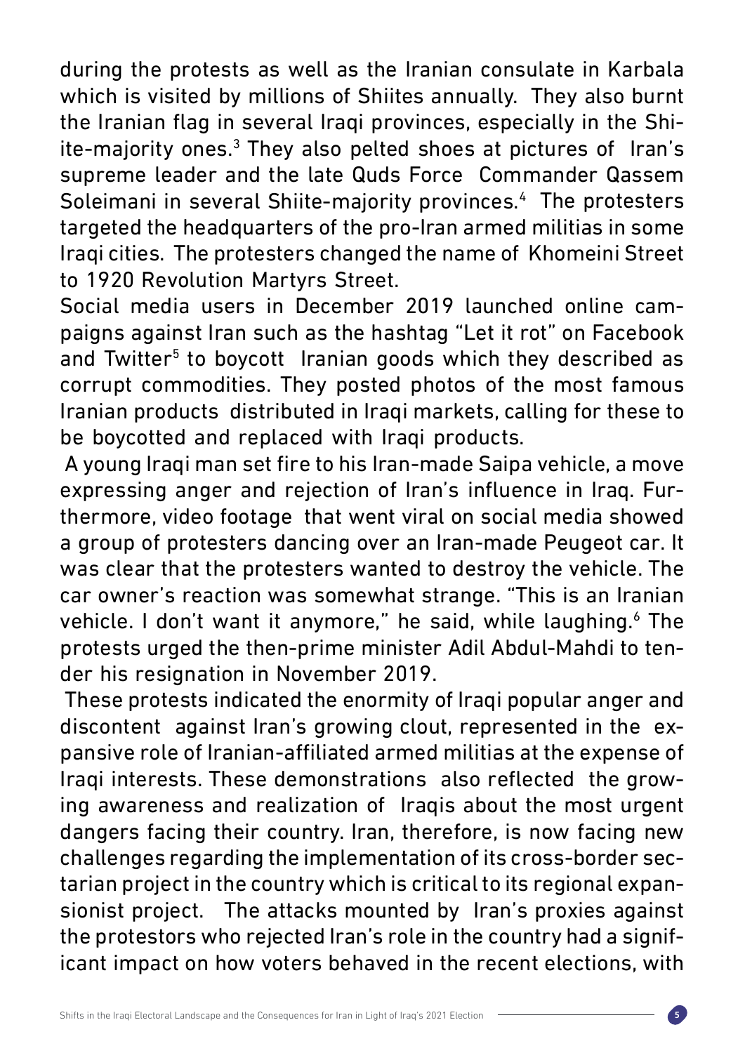during the protests as well as the Iranian consulate in Karbala which is visited by millions of Shiites annually. They also burnt the Iranian flag in several Iraqi provinces, especially in the Shiite-majority ones.[3] They also pelted shoes at pictures of Iran's supreme leader and the late Quds Force Commander Qassem Soleimani in several Shiite-majority provinces.[4] The protesters targeted the headquarters of the pro-Iran armed militias in some Iraqi cities. The protesters changed the name of Khomeini Street to 1920 Revolution Martyrs Street.

Social media users in December 2019 launched online campaigns against Iran such as the hashtag "Let it rot" on Facebook and Twitter[5] to boycott Iranian goods which they described as corrupt commodities. They posted photos of the most famous Iranian products distributed in Iraqi markets, calling for these to be boycotted and replaced with Iraqi products.

A young Iraqi man set fire to his Iran-made Saipa vehicle, a move expressing anger and rejection of Iran's influence in Iraq. Furthermore, video footage that went viral on social media showed a group of protesters dancing over an Iran-made Peugeot car. It was clear that the protesters wanted to destroy the vehicle. The car owner's reaction was somewhat strange. "This is an Iranian vehicle. I don't want it anymore," he said, while laughing.[6] The protests urged the then-prime minister Adil Abdul-Mahdi to tender his resignation in November 2019.

These protests indicated the enormity of Iraqi popular anger and discontent against Iran's growing clout, represented in the expansive role of Iranian-affiliated armed militias at the expense of Iraqi interests. These demonstrations also reflected the growing awareness and realization of Iraqis about the most urgent dangers facing their country. Iran, therefore, is now facing new challenges regarding the implementation of its cross-border sectarian project in the country which is critical to its regional expansionist project. The attacks mounted by Iran's proxies against the protestors who rejected Iran's role in the country had a significant impact on how voters behaved in the recent elections, with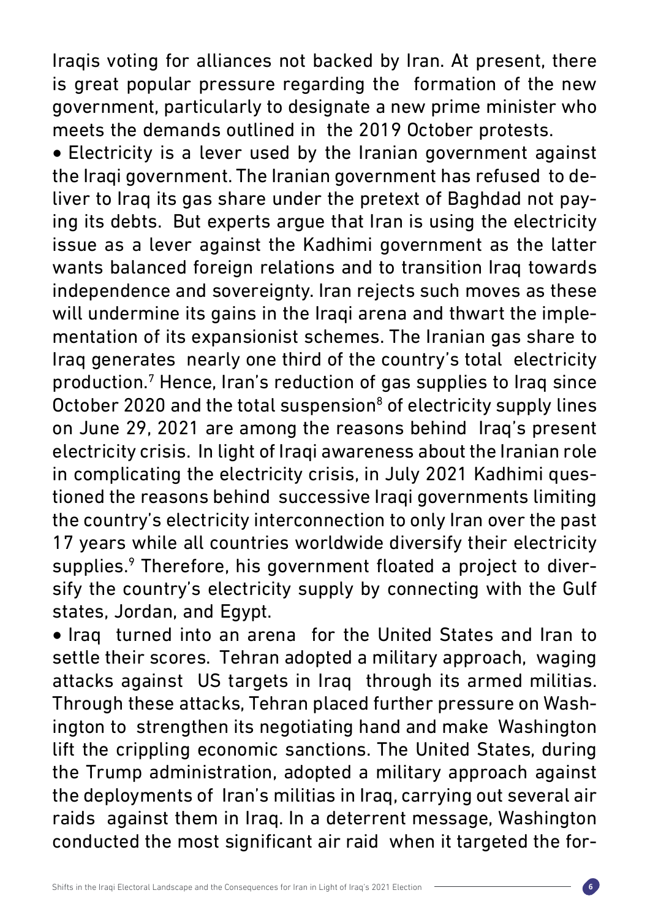Iraqis voting for alliances not backed by Iran. At present, there is great popular pressure regarding the formation of the new government, particularly to designate a new prime minister who meets the demands outlined in the 2019 October protests.

- Electricity is a lever used by the Iranian government against the Iraqi government. The Iranian government has refused to deliver to Iraq its gas share under the pretext of Baghdad not paying its debts. But experts argue that Iran is using the electricity issue as a lever against the Kadhimi government as the latter wants balanced foreign relations and to transition Iraq towards independence and sovereignty. Iran rejects such moves as these will undermine its gains in the Iraqi arena and thwart the implementation of its expansionist schemes. The Iranian gas share to Iraq generates nearly one third of the country's total electricity production.[7] Hence, Iran's reduction of gas supplies to Iraq since October 2020 and the total suspension[8] of electricity supply lines on June 29, 2021 are among the reasons behind Iraq's present electricity crisis. In light of Iraqi awareness about the Iranian role in complicating the electricity crisis, in July 2021 Kadhimi questioned the reasons behind successive Iraqi governments limiting the country's electricity interconnection to only Iran over the past 17 years while all countries worldwide diversify their electricity supplies.[9] Therefore, his government floated a project to diversify the country's electricity supply by connecting with the Gulf states, Jordan, and Egypt.
- Iraq turned into an arena for the United States and Iran to settle their scores. Tehran adopted a military approach, waging attacks against US targets in Iraq through its armed militias. Through these attacks, Tehran placed further pressure on Washington to strengthen its negotiating hand and make Washington lift the crippling economic sanctions. The United States, during the Trump administration, adopted a military approach against the deployments of Iran's militias in Iraq, carrying out several air raids against them in Iraq. In a deterrent message, Washington conducted the most significant air raid when it targeted the for-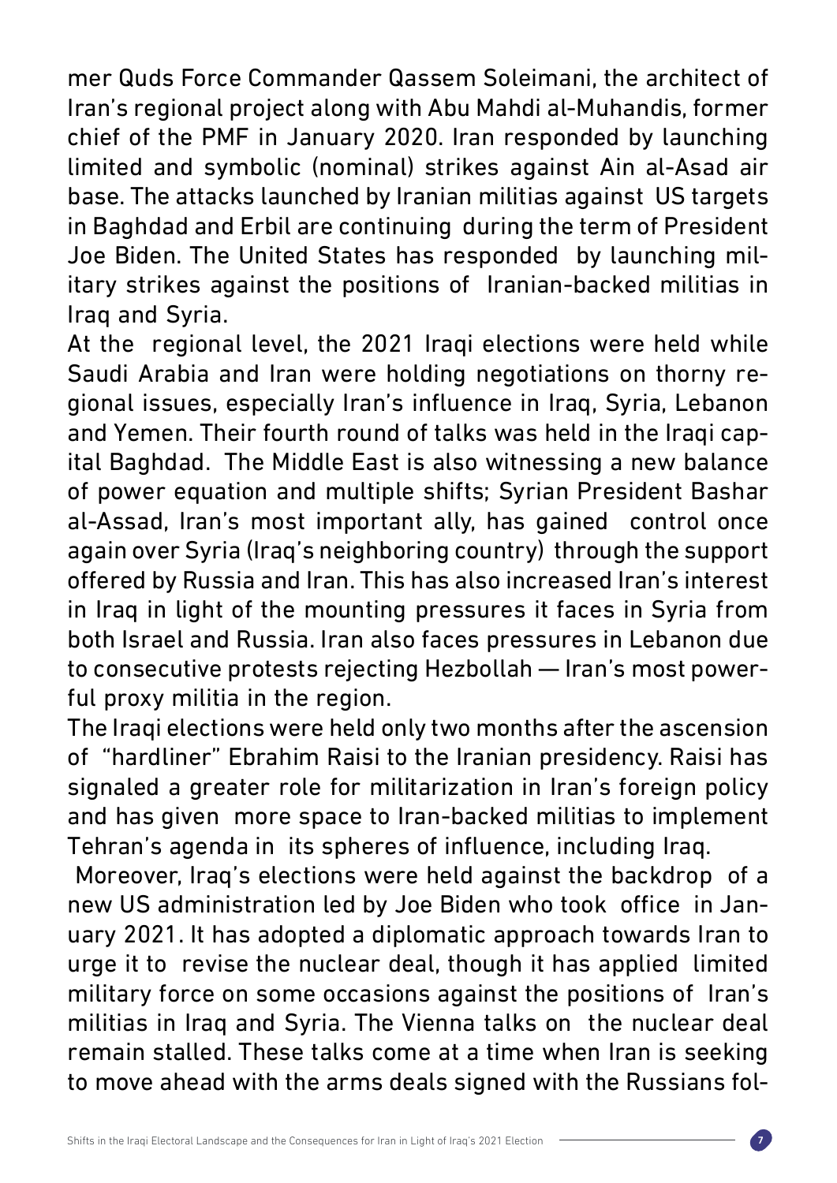mer Quds Force Commander Qassem Soleimani, the architect of Iran's regional project along with Abu Mahdi al-Muhandis, former chief of the PMF in January 2020. Iran responded by launching limited and symbolic (nominal) strikes against Ain al-Asad air base. The attacks launched by Iranian militias against US targets in Baghdad and Erbil are continuing during the term of President Joe Biden. The United States has responded by launching military strikes against the positions of Iranian-backed militias in Iraq and Syria.

At the regional level, the 2021 Iraqi elections were held while Saudi Arabia and Iran were holding negotiations on thorny regional issues, especially Iran's influence in Iraq, Syria, Lebanon and Yemen. Their fourth round of talks was held in the Iraqi capital Baghdad. The Middle East is also witnessing a new balance of power equation and multiple shifts; Syrian President Bashar al-Assad, Iran's most important ally, has gained control once again over Syria (Iraq's neighboring country) through the support offered by Russia and Iran. This has also increased Iran's interest in Iraq in light of the mounting pressures it faces in Syria from both Israel and Russia. Iran also faces pressures in Lebanon due to consecutive protests rejecting Hezbollah — Iran's most powerful proxy militia in the region.

The Iraqi elections were held only two months after the ascension of "hardliner" Ebrahim Raisi to the Iranian presidency. Raisi has signaled a greater role for militarization in Iran's foreign policy and has given more space to Iran-backed militias to implement Tehran's agenda in its spheres of influence, including Iraq.

Moreover, Iraq's elections were held against the backdrop of a new US administration led by Joe Biden who took office in January 2021. It has adopted a diplomatic approach towards Iran to urge it to revise the nuclear deal, though it has applied limited military force on some occasions against the positions of Iran's militias in Iraq and Syria. The Vienna talks on the nuclear deal remain stalled. These talks come at a time when Iran is seeking to move ahead with the arms deals signed with the Russians fol-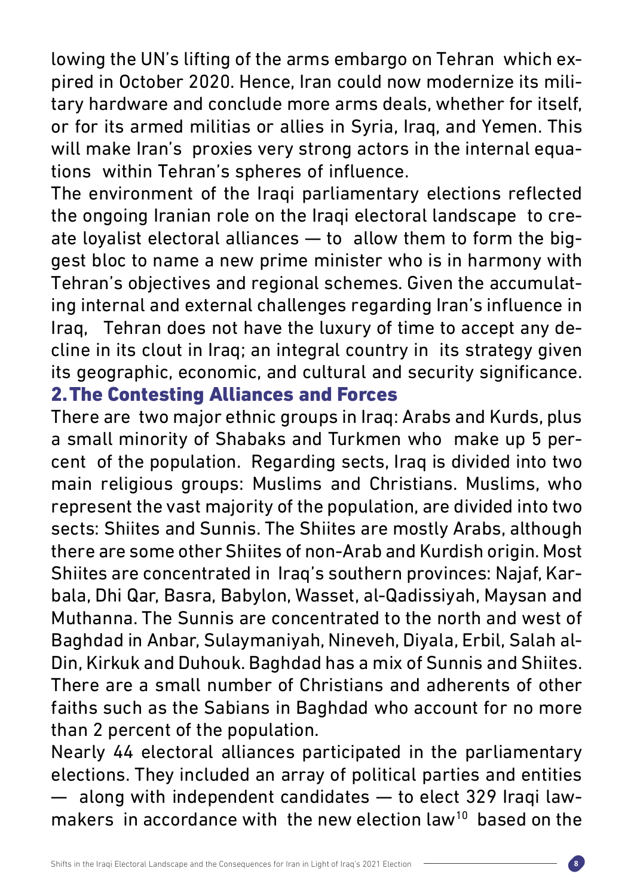lowing the UN's lifting of the arms embargo on Tehran which expired in October 2020. Hence, Iran could now modernize its military hardware and conclude more arms deals, whether for itself, or for its armed militias or allies in Syria, Iraq, and Yemen. This will make Iran's proxies very strong actors in the internal equations within Tehran's spheres of influence.

The environment of the Iraqi parliamentary elections reflected the ongoing Iranian role on the Iraqi electoral landscape to create loyalist electoral alliances — to allow them to form the biggest bloc to name a new prime minister who is in harmony with Tehran's objectives and regional schemes. Given the accumulating internal and external challenges regarding Iran's influence in Iraq, Tehran does not have the luxury of time to accept any decline in its clout in Iraq; an integral country in its strategy given its geographic, economic, and cultural and security significance.

## 2. The Contesting Alliances and Forces

There are two major ethnic groups in Iraq: Arabs and Kurds, plus a small minority of Shabaks and Turkmen who make up 5 percent of the population. Regarding sects, Iraq is divided into two main religious groups: Muslims and Christians. Muslims, who represent the vast majority of the population, are divided into two sects: Shiites and Sunnis. The Shiites are mostly Arabs, although there are some other Shiites of non-Arab and Kurdish origin. Most Shiites are concentrated in Iraq's southern provinces: Najaf, Karbala, Dhi Qar, Basra, Babylon, Wasset, al-Qadissiyah, Maysan and Muthanna. The Sunnis are concentrated to the north and west of Baghdad in Anbar, Sulaymaniyah, Nineveh, Diyala, Erbil, Salah al-Din, Kirkuk and Duhouk. Baghdad has a mix of Sunnis and Shiites. There are a small number of Christians and adherents of other faiths such as the Sabians in Baghdad who account for no more than 2 percent of the population.

Nearly 44 electoral alliances participated in the parliamentary elections. They included an array of political parties and entities — along with independent candidates — to elect 329 Iraqi lawmakers in accordance with the new election law[10] based on the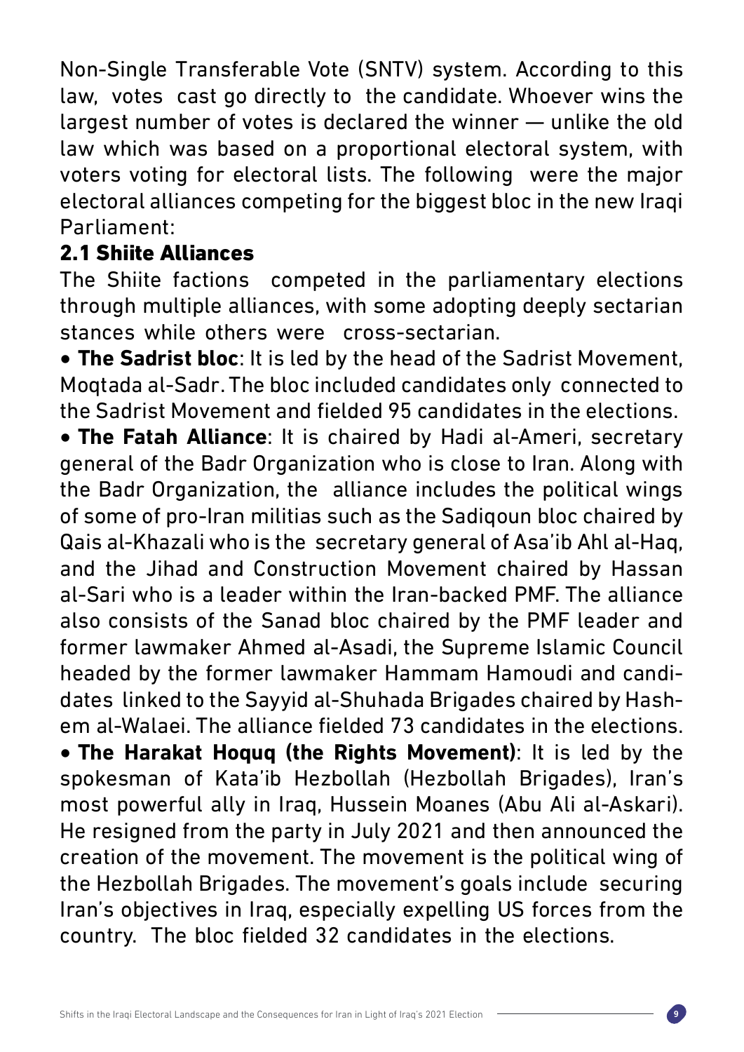Non-Single Transferable Vote (SNTV) system. According to this law, votes cast go directly to the candidate. Whoever wins the largest number of votes is declared the winner — unlike the old law which was based on a proportional electoral system, with voters voting for electoral lists. The following were the major electoral alliances competing for the biggest bloc in the new Iraqi Parliament:

## 2.1 Shiite Alliances

The Shiite factions competed in the parliamentary elections through multiple alliances, with some adopting deeply sectarian stances while others were cross-sectarian.

- **The Sadrist bloc**: It is led by the head of the Sadrist Movement, Moqtada al-Sadr. The bloc included candidates only connected to the Sadrist Movement and fielded 95 candidates in the elections.
- **The Fatah Alliance**: It is chaired by Hadi al-Ameri, secretary general of the Badr Organization who is close to Iran. Along with the Badr Organization, the alliance includes the political wings of some of pro-Iran militias such as the Sadiqoun bloc chaired by Qais al-Khazali who is the secretary general of Asa'ib Ahl al-Haq, and the Jihad and Construction Movement chaired by Hassan al-Sari who is a leader within the Iran-backed PMF. The alliance also consists of the Sanad bloc chaired by the PMF leader and former lawmaker Ahmed al-Asadi, the Supreme Islamic Council headed by the former lawmaker Hammam Hamoudi and candidates linked to the Sayyid al-Shuhada Brigades chaired by Hashem al-Walaei. The alliance fielded 73 candidates in the elections.
- **The Harakat Hoquq (the Rights Movement)**: It is led by the spokesman of Kata'ib Hezbollah (Hezbollah Brigades), Iran's most powerful ally in Iraq, Hussein Moanes (Abu Ali al-Askari). He resigned from the party in July 2021 and then announced the creation of the movement. The movement is the political wing of the Hezbollah Brigades. The movement's goals include securing Iran's objectives in Iraq, especially expelling US forces from the country. The bloc fielded 32 candidates in the elections.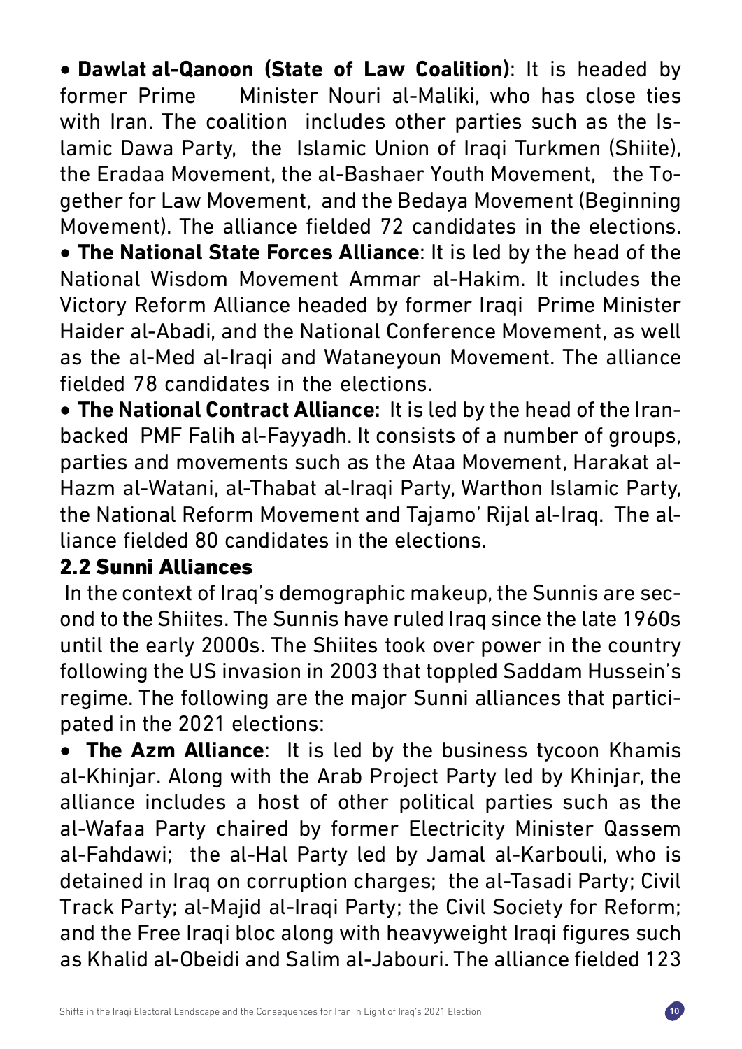- **Dawlat al-Qanoon (State of Law Coalition)**: It is headed by former Prime Minister Nouri al-Maliki, who has close ties with Iran. The coalition includes other parties such as the Islamic Dawa Party, the Islamic Union of Iraqi Turkmen (Shiite), the Eradaa Movement, the al-Bashaer Youth Movement, the Together for Law Movement, and the Bedaya Movement (Beginning Movement). The alliance fielded 72 candidates in the elections.
- **The National State Forces Alliance**: It is led by the head of the National Wisdom Movement Ammar al-Hakim. It includes the Victory Reform Alliance headed by former Iraqi Prime Minister Haider al-Abadi, and the National Conference Movement, as well as the al-Med al-Iraqi and Wataneyoun Movement. The alliance fielded 78 candidates in the elections.
- **The National Contract Alliance:** It is led by the head of the Iran-backed PMF Falih al-Fayyadh. It consists of a number of groups, parties and movements such as the Ataa Movement, Harakat al-Hazm al-Watani, al-Thabat al-Iraqi Party, Warthon Islamic Party, the National Reform Movement and Tajamo' Rijal al-Iraq. The alliance fielded 80 candidates in the elections.

## 2.2 Sunni Alliances

In the context of Iraq's demographic makeup, the Sunnis are second to the Shiites. The Sunnis have ruled Iraq since the late 1960s until the early 2000s. The Shiites took over power in the country following the US invasion in 2003 that toppled Saddam Hussein's regime. The following are the major Sunni alliances that participated in the 2021 elections:

- **The Azm Alliance**: It is led by the business tycoon Khamis al-Khinjar. Along with the Arab Project Party led by Khinjar, the alliance includes a host of other political parties such as the al-Wafaa Party chaired by former Electricity Minister Qassem al-Fahdawi; the al-Hal Party led by Jamal al-Karbouli, who is detained in Iraq on corruption charges; the al-Tasadi Party; Civil Track Party; al-Majid al-Iraqi Party; the Civil Society for Reform; and the Free Iraqi bloc along with heavyweight Iraqi figures such as Khalid al-Obeidi and Salim al-Jabouri. The alliance fielded 123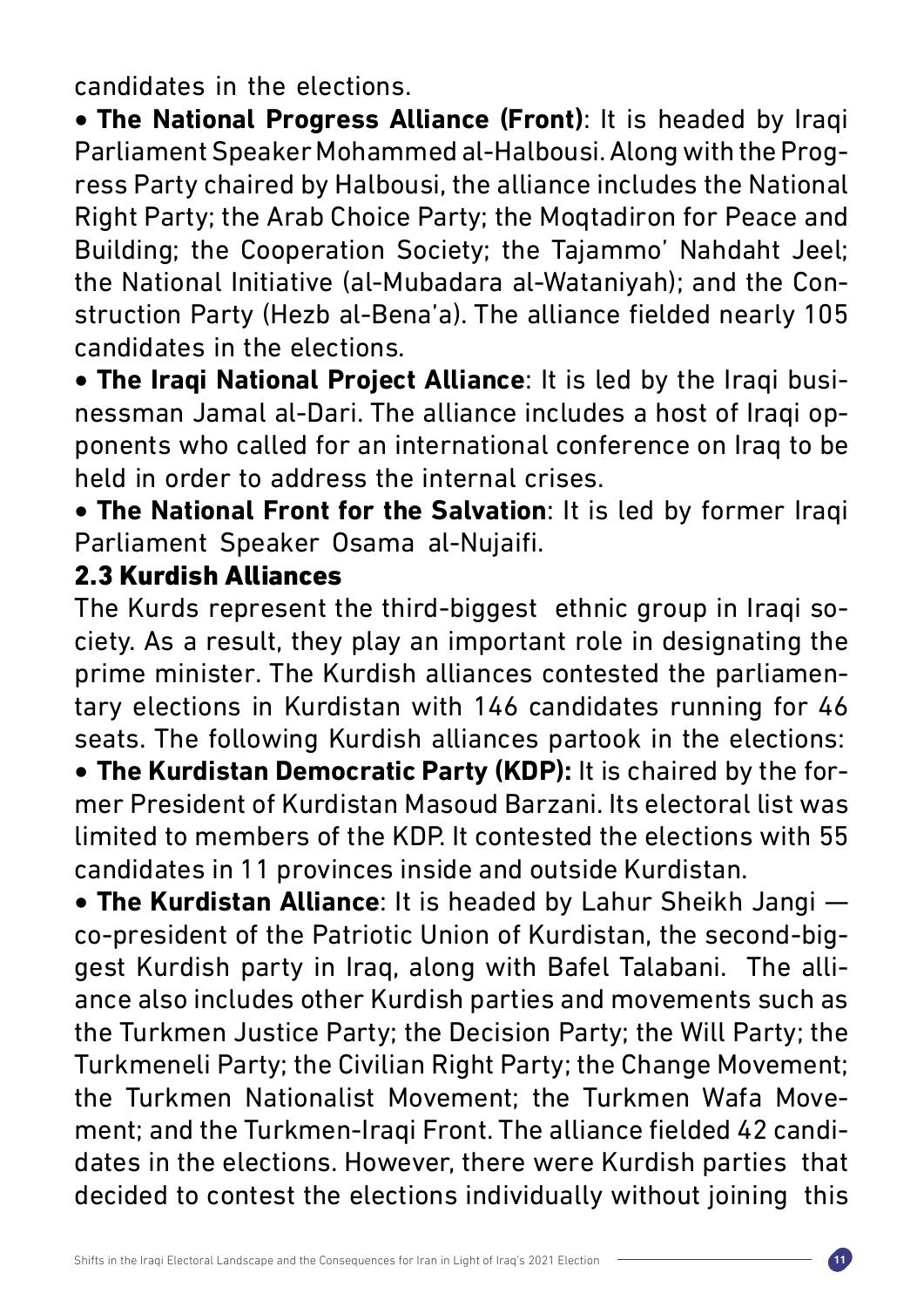candidates in the elections.

- **The National Progress Alliance (Front)**: It is headed by Iraqi Parliament Speaker Mohammed al-Halbousi. Along with the Progress Party chaired by Halbousi, the alliance includes the National Right Party; the Arab Choice Party; the Moqtadiron for Peace and Building; the Cooperation Society; the Tajammo' Nahdaht Jeel; the National Initiative (al-Mubadara al-Wataniyah); and the Construction Party (Hezb al-Bena'a). The alliance fielded nearly 105 candidates in the elections.
- **The Iraqi National Project Alliance**: It is led by the Iraqi businessman Jamal al-Dari. The alliance includes a host of Iraqi opponents who called for an international conference on Iraq to be held in order to address the internal crises.
- **The National Front for the Salvation**: It is led by former Iraqi Parliament Speaker Osama al-Nujaifi.

### 2.3 Kurdish Alliances

The Kurds represent the third-biggest ethnic group in Iraqi society. As a result, they play an important role in designating the prime minister. The Kurdish alliances contested the parliamentary elections in Kurdistan with 146 candidates running for 46 seats. The following Kurdish alliances partook in the elections:

- **The Kurdistan Democratic Party (KDP):** It is chaired by the former President of Kurdistan Masoud Barzani. Its electoral list was limited to members of the KDP. It contested the elections with 55 candidates in 11 provinces inside and outside Kurdistan.
- **The Kurdistan Alliance**: It is headed by Lahur Sheikh Jangi — co-president of the Patriotic Union of Kurdistan, the second-biggest Kurdish party in Iraq, along with Bafel Talabani. The alliance also includes other Kurdish parties and movements such as the Turkmen Justice Party; the Decision Party; the Will Party; the Turkmeneli Party; the Civilian Right Party; the Change Movement; the Turkmen Nationalist Movement; the Turkmen Wafa Movement; and the Turkmen-Iraqi Front. The alliance fielded 42 candidates in the elections. However, there were Kurdish parties that decided to contest the elections individually without joining this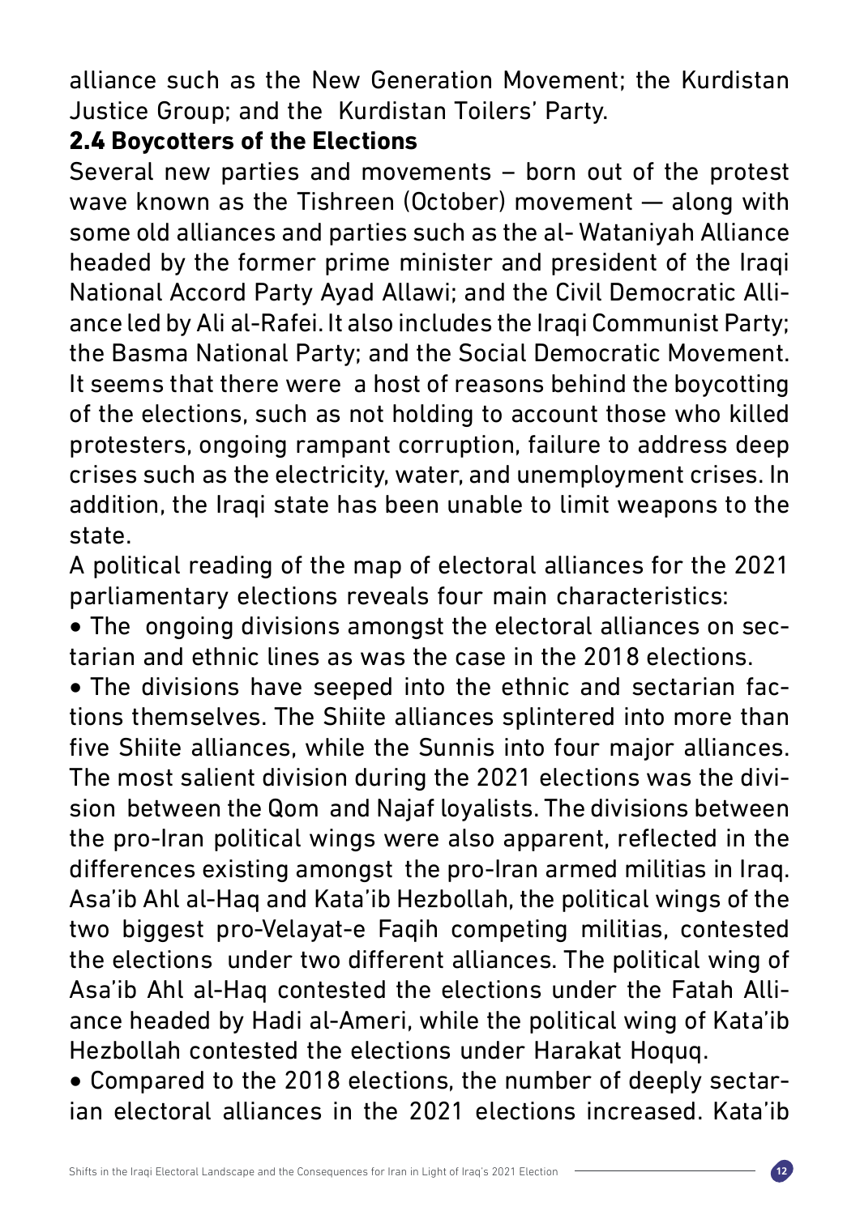alliance such as the New Generation Movement; the Kurdistan Justice Group; and the Kurdistan Toilers' Party.

## 2.4 Boycotters of the Elections

Several new parties and movements – born out of the protest wave known as the Tishreen (October) movement — along with some old alliances and parties such as the al- Wataniyah Alliance headed by the former prime minister and president of the Iraqi National Accord Party Ayad Allawi; and the Civil Democratic Alliance led by Ali al-Rafei. It also includes the Iraqi Communist Party; the Basma National Party; and the Social Democratic Movement. It seems that there were a host of reasons behind the boycotting of the elections, such as not holding to account those who killed protesters, ongoing rampant corruption, failure to address deep crises such as the electricity, water, and unemployment crises. In addition, the Iraqi state has been unable to limit weapons to the state.

A political reading of the map of electoral alliances for the 2021 parliamentary elections reveals four main characteristics:

- The ongoing divisions amongst the electoral alliances on sectarian and ethnic lines as was the case in the 2018 elections.
- The divisions have seeped into the ethnic and sectarian factions themselves. The Shiite alliances splintered into more than five Shiite alliances, while the Sunnis into four major alliances. The most salient division during the 2021 elections was the division between the Qom and Najaf loyalists. The divisions between the pro-Iran political wings were also apparent, reflected in the differences existing amongst the pro-Iran armed militias in Iraq. Asa'ib Ahl al-Haq and Kata'ib Hezbollah, the political wings of the two biggest pro-Velayat-e Faqih competing militias, contested the elections under two different alliances. The political wing of Asa'ib Ahl al-Haq contested the elections under the Fatah Alliance headed by Hadi al-Ameri, while the political wing of Kata'ib Hezbollah contested the elections under Harakat Hoquq.
- Compared to the 2018 elections, the number of deeply sectarian electoral alliances in the 2021 elections increased. Kata'ib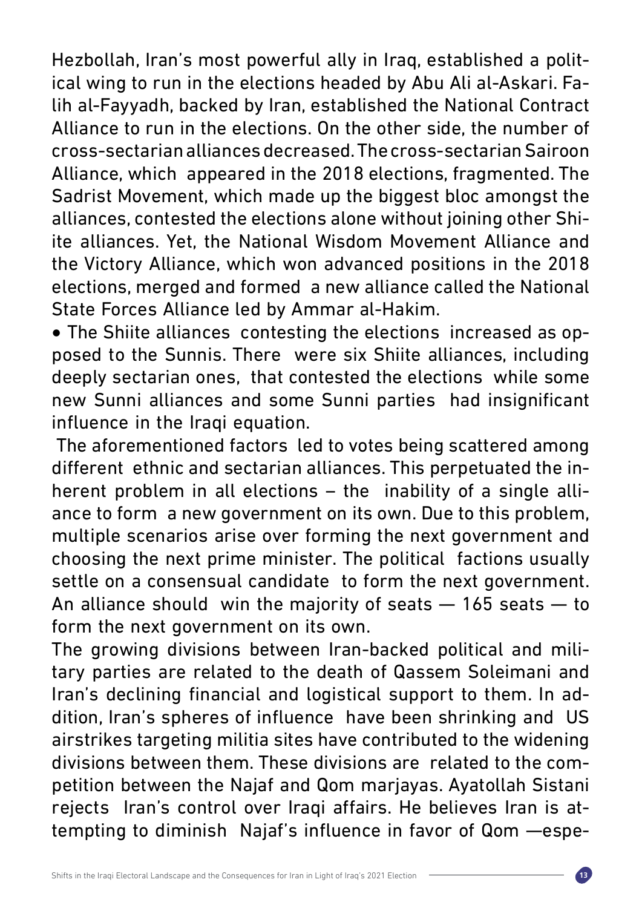Hezbollah, Iran's most powerful ally in Iraq, established a political wing to run in the elections headed by Abu Ali al-Askari. Falih al-Fayyadh, backed by Iran, established the National Contract Alliance to run in the elections. On the other side, the number of cross-sectarian alliances decreased. The cross-sectarian Sairoon Alliance, which appeared in the 2018 elections, fragmented. The Sadrist Movement, which made up the biggest bloc amongst the alliances, contested the elections alone without joining other Shiite alliances. Yet, the National Wisdom Movement Alliance and the Victory Alliance, which won advanced positions in the 2018 elections, merged and formed a new alliance called the National State Forces Alliance led by Ammar al-Hakim.

- The Shiite alliances contesting the elections increased as opposed to the Sunnis. There were six Shiite alliances, including deeply sectarian ones, that contested the elections while some new Sunni alliances and some Sunni parties had insignificant influence in the Iraqi equation.

The aforementioned factors led to votes being scattered among different ethnic and sectarian alliances. This perpetuated the inherent problem in all elections – the inability of a single alliance to form a new government on its own. Due to this problem, multiple scenarios arise over forming the next government and choosing the next prime minister. The political factions usually settle on a consensual candidate to form the next government. An alliance should win the majority of seats — 165 seats — to form the next government on its own.

The growing divisions between Iran-backed political and military parties are related to the death of Qassem Soleimani and Iran's declining financial and logistical support to them. In addition, Iran's spheres of influence have been shrinking and US airstrikes targeting militia sites have contributed to the widening divisions between them. These divisions are related to the competition between the Najaf and Qom marjayas. Ayatollah Sistani rejects Iran's control over Iraqi affairs. He believes Iran is attempting to diminish Najaf's influence in favor of Qom —espe-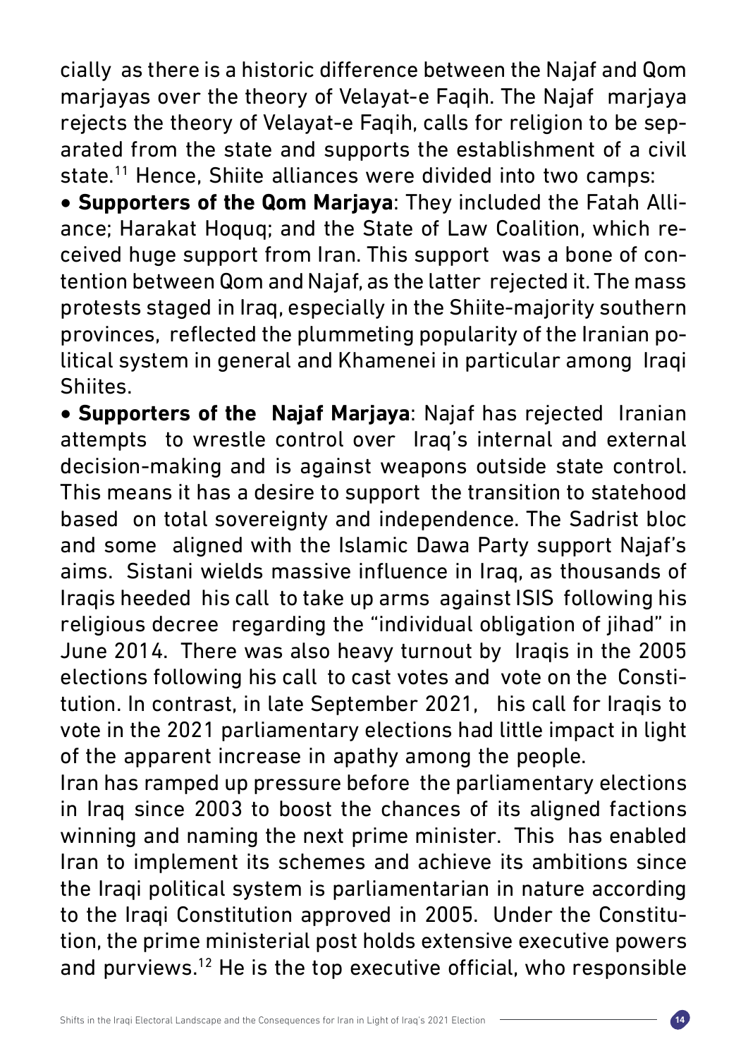cially as there is a historic difference between the Najaf and Qom marjayas over the theory of Velayat-e Faqih. The Najaf marjaya rejects the theory of Velayat-e Faqih, calls for religion to be separated from the state and supports the establishment of a civil state.[11] Hence, Shiite alliances were divided into two camps:

- **Supporters of the Qom Marjaya**: They included the Fatah Alliance; Harakat Hoquq; and the State of Law Coalition, which received huge support from Iran. This support was a bone of contention between Qom and Najaf, as the latter rejected it. The mass protests staged in Iraq, especially in the Shiite-majority southern provinces, reflected the plummeting popularity of the Iranian political system in general and Khamenei in particular among Iraqi Shiites.
- **Supporters of the Najaf Marjaya**: Najaf has rejected Iranian attempts to wrestle control over Iraq's internal and external decision-making and is against weapons outside state control. This means it has a desire to support the transition to statehood based on total sovereignty and independence. The Sadrist bloc and some aligned with the Islamic Dawa Party support Najaf's aims. Sistani wields massive influence in Iraq, as thousands of Iraqis heeded his call to take up arms against ISIS following his religious decree regarding the "individual obligation of jihad" in June 2014. There was also heavy turnout by Iraqis in the 2005 elections following his call to cast votes and vote on the Constitution. In contrast, in late September 2021, his call for Iraqis to vote in the 2021 parliamentary elections had little impact in light of the apparent increase in apathy among the people.

Iran has ramped up pressure before the parliamentary elections in Iraq since 2003 to boost the chances of its aligned factions winning and naming the next prime minister. This has enabled Iran to implement its schemes and achieve its ambitions since the Iraqi political system is parliamentarian in nature according to the Iraqi Constitution approved in 2005. Under the Constitution, the prime ministerial post holds extensive executive powers and purviews.[12] He is the top executive official, who responsible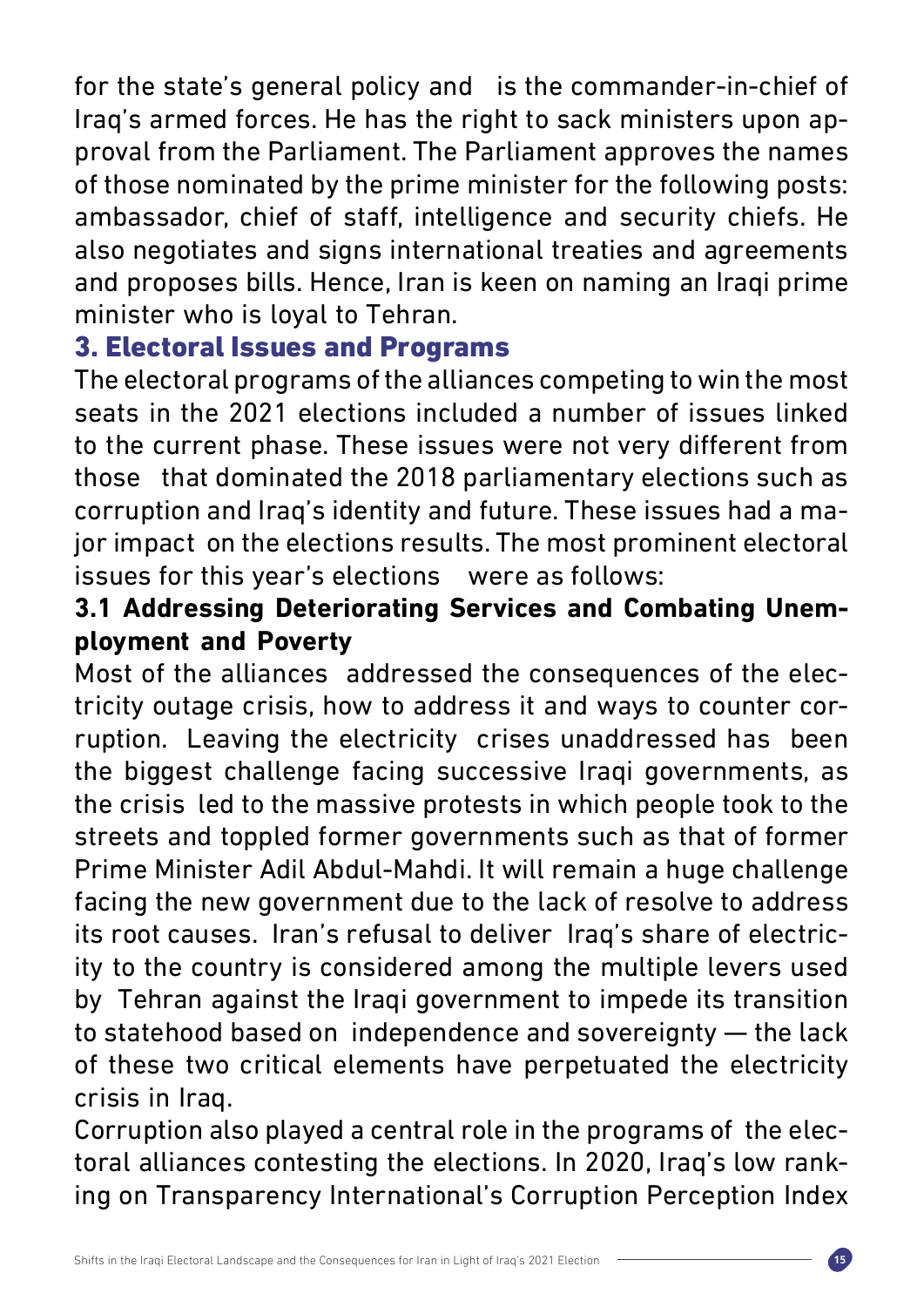for the state's general policy and is the commander-in-chief of Iraq's armed forces. He has the right to sack ministers upon approval from the Parliament. The Parliament approves the names of those nominated by the prime minister for the following posts: ambassador, chief of staff, intelligence and security chiefs. He also negotiates and signs international treaties and agreements and proposes bills. Hence, Iran is keen on naming an Iraqi prime minister who is loyal to Tehran.

## 3. Electoral Issues and Programs

The electoral programs of the alliances competing to win the most seats in the 2021 elections included a number of issues linked to the current phase. These issues were not very different from those that dominated the 2018 parliamentary elections such as corruption and Iraq's identity and future. These issues had a major impact on the elections results. The most prominent electoral issues for this year's elections were as follows:

### 3.1 Addressing Deteriorating Services and Combating Unemployment and Poverty

Most of the alliances addressed the consequences of the electricity outage crisis, how to address it and ways to counter corruption. Leaving the electricity crises unaddressed has been the biggest challenge facing successive Iraqi governments, as the crisis led to the massive protests in which people took to the streets and toppled former governments such as that of former Prime Minister Adil Abdul-Mahdi. It will remain a huge challenge facing the new government due to the lack of resolve to address its root causes. Iran's refusal to deliver Iraq's share of electricity to the country is considered among the multiple levers used by Tehran against the Iraqi government to impede its transition to statehood based on independence and sovereignty — the lack of these two critical elements have perpetuated the electricity crisis in Iraq.

Corruption also played a central role in the programs of the electoral alliances contesting the elections. In 2020, Iraq's low ranking on Transparency International's Corruption Perception Index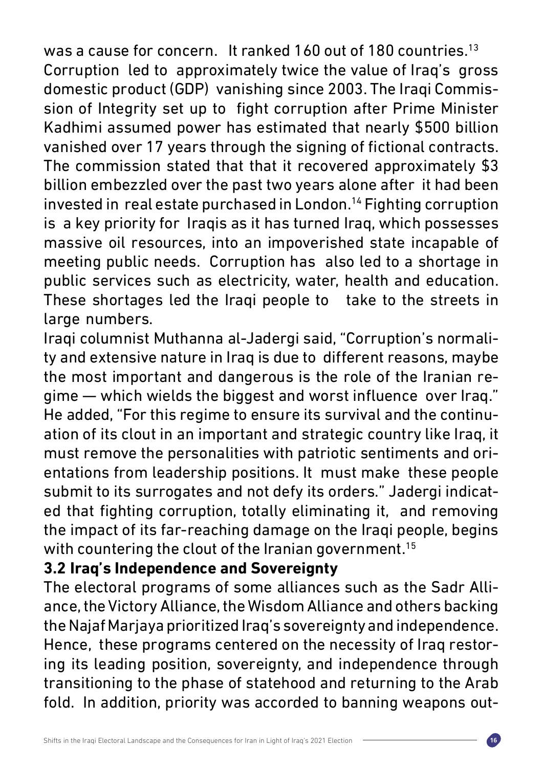was a cause for concern. It ranked 160 out of 180 countries.[13] Corruption led to approximately twice the value of Iraq's gross domestic product (GDP) vanishing since 2003. The Iraqi Commission of Integrity set up to fight corruption after Prime Minister Kadhimi assumed power has estimated that nearly $500 billion vanished over 17 years through the signing of fictional contracts. The commission stated that that it recovered approximately $3 billion embezzled over the past two years alone after it had been invested in real estate purchased in London.[14] Fighting corruption is a key priority for Iraqis as it has turned Iraq, which possesses massive oil resources, into an impoverished state incapable of meeting public needs. Corruption has also led to a shortage in public services such as electricity, water, health and education. These shortages led the Iraqi people to take to the streets in large numbers.

Iraqi columnist Muthanna al-Jadergi said, "Corruption's normality and extensive nature in Iraq is due to different reasons, maybe the most important and dangerous is the role of the Iranian regime — which wields the biggest and worst influence over Iraq." He added, "For this regime to ensure its survival and the continuation of its clout in an important and strategic country like Iraq, it must remove the personalities with patriotic sentiments and orientations from leadership positions. It must make these people submit to its surrogates and not defy its orders." Jadergi indicated that fighting corruption, totally eliminating it, and removing the impact of its far-reaching damage on the Iraqi people, begins with countering the clout of the Iranian government.[15]

### 3.2 Iraq's Independence and Sovereignty

The electoral programs of some alliances such as the Sadr Alliance, the Victory Alliance, the Wisdom Alliance and others backing the Najaf Marjaya prioritized Iraq's sovereignty and independence. Hence, these programs centered on the necessity of Iraq restoring its leading position, sovereignty, and independence through transitioning to the phase of statehood and returning to the Arab fold. In addition, priority was accorded to banning weapons out-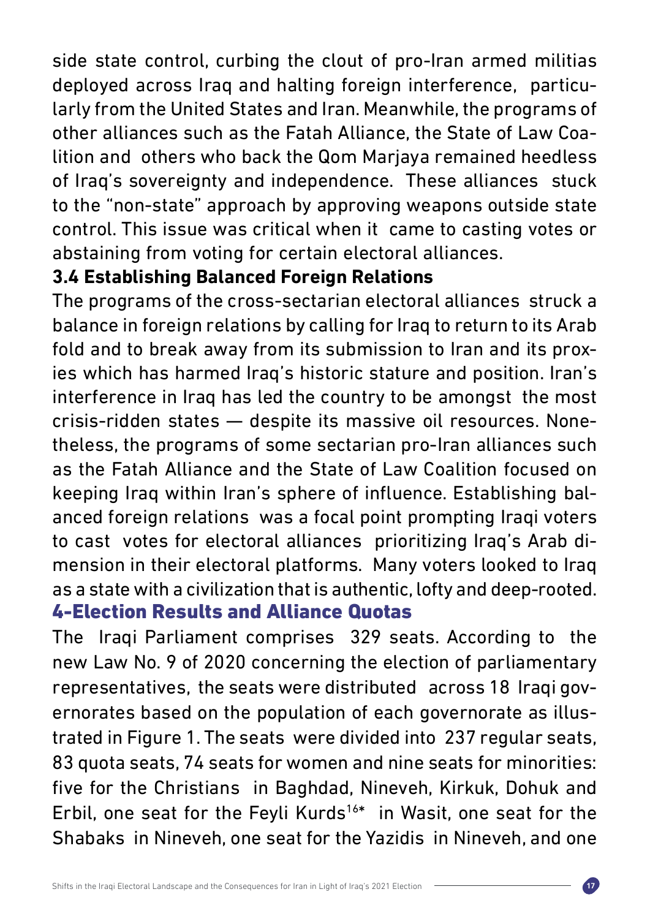side state control, curbing the clout of pro-Iran armed militias deployed across Iraq and halting foreign interference, particularly from the United States and Iran. Meanwhile, the programs of other alliances such as the Fatah Alliance, the State of Law Coalition and others who back the Qom Marjaya remained heedless of Iraq's sovereignty and independence. These alliances stuck to the "non-state" approach by approving weapons outside state control. This issue was critical when it came to casting votes or abstaining from voting for certain electoral alliances.

### 3.4 Establishing Balanced Foreign Relations

The programs of the cross-sectarian electoral alliances struck a balance in foreign relations by calling for Iraq to return to its Arab fold and to break away from its submission to Iran and its proxies which has harmed Iraq's historic stature and position. Iran's interference in Iraq has led the country to be amongst the most crisis-ridden states — despite its massive oil resources. Nonetheless, the programs of some sectarian pro-Iran alliances such as the Fatah Alliance and the State of Law Coalition focused on keeping Iraq within Iran's sphere of influence. Establishing balanced foreign relations was a focal point prompting Iraqi voters to cast votes for electoral alliances prioritizing Iraq's Arab dimension in their electoral platforms. Many voters looked to Iraq as a state with a civilization that is authentic, lofty and deep-rooted.

## 4-Election Results and Alliance Quotas

The Iraqi Parliament comprises 329 seats. According to the new Law No. 9 of 2020 concerning the election of parliamentary representatives, the seats were distributed across 18 Iraqi governorates based on the population of each governorate as illustrated in Figure 1. The seats were divided into 237 regular seats, 83 quota seats, 74 seats for women and nine seats for minorities: five for the Christians in Baghdad, Nineveh, Kirkuk, Dohuk and Erbil, one seat for the Feyli Kurds[16*] in Wasit, one seat for the Shabaks in Nineveh, one seat for the Yazidis in Nineveh, and one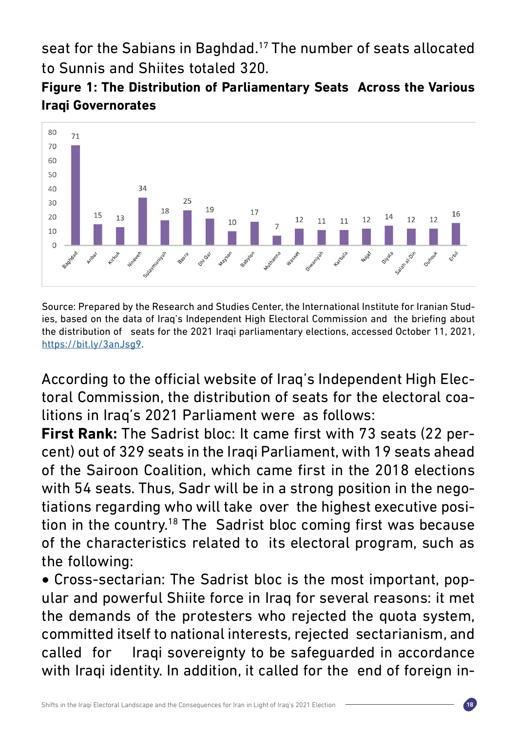seat for the Sabians in Baghdad.[17] The number of seats allocated to Sunnis and Shiites totaled 320.

**Figure 1: The Distribution of Parliamentary Seats Across the Various Iraqi Governorates**

| Governorate | Seats |
|---|---|
| Baghdad | 71 |
| Anbar | 15 |
| Kirkuk | 13 |
| Nineveh | 34 |
| Sulaymaniyah | 18 |
| Basra | 25 |
| Dhi Qar | 19 |
| Maysan | 10 |
| Babylon | 17 |
| Muthanna | 7 |
| Wasset | 12 |
| Diwaniyah | 11 |
| Karbala | 11 |
| Najaf | 12 |
| Diyala | 14 |
| Salah al-Din | 12 |
| Duhouk | 12 |
| Erbil | 16 |

Source: Prepared by the Research and Studies Center, the International Institute for Iranian Studies, based on the data of Iraq's Independent High Electoral Commission and the briefing about the distribution of seats for the 2021 Iraqi parliamentary elections, accessed October 11, 2021, https://bit.ly/3anJsg9.

According to the official website of Iraq's Independent High Electoral Commission, the distribution of seats for the electoral coalitions in Iraq's 2021 Parliament were as follows:

**First Rank:** The Sadrist bloc: It came first with 73 seats (22 percent) out of 329 seats in the Iraqi Parliament, with 19 seats ahead of the Sairoon Coalition, which came first in the 2018 elections with 54 seats. Thus, Sadr will be in a strong position in the negotiations regarding who will take over the highest executive position in the country.[18] The Sadrist bloc coming first was because of the characteristics related to its electoral program, such as the following:

- Cross-sectarian: The Sadrist bloc is the most important, popular and powerful Shiite force in Iraq for several reasons: it met the demands of the protesters who rejected the quota system, committed itself to national interests, rejected sectarianism, and called for Iraqi sovereignty to be safeguarded in accordance with Iraqi identity. In addition, it called for the end of foreign in-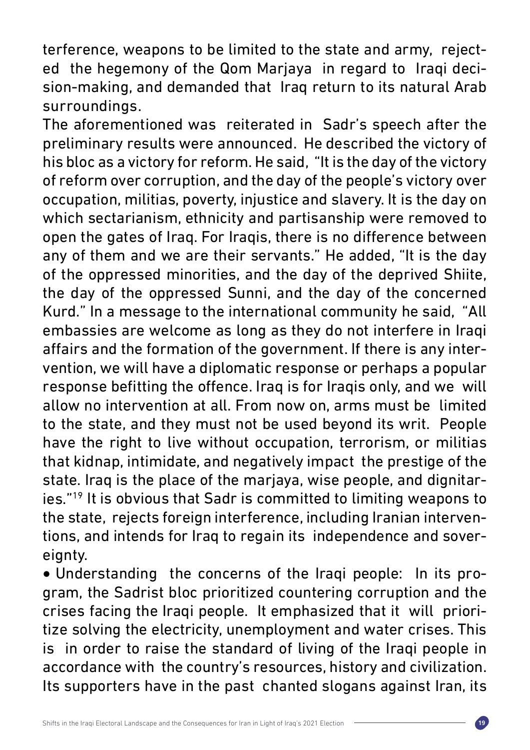terference, weapons to be limited to the state and army, rejected the hegemony of the Qom Marjaya in regard to Iraqi decision-making, and demanded that Iraq return to its natural Arab surroundings.

The aforementioned was reiterated in Sadr's speech after the preliminary results were announced. He described the victory of his bloc as a victory for reform. He said, "It is the day of the victory of reform over corruption, and the day of the people's victory over occupation, militias, poverty, injustice and slavery. It is the day on which sectarianism, ethnicity and partisanship were removed to open the gates of Iraq. For Iraqis, there is no difference between any of them and we are their servants." He added, "It is the day of the oppressed minorities, and the day of the deprived Shiite, the day of the oppressed Sunni, and the day of the concerned Kurd." In a message to the international community he said, "All embassies are welcome as long as they do not interfere in Iraqi affairs and the formation of the government. If there is any intervention, we will have a diplomatic response or perhaps a popular response befitting the offence. Iraq is for Iraqis only, and we will allow no intervention at all. From now on, arms must be limited to the state, and they must not be used beyond its writ. People have the right to live without occupation, terrorism, or militias that kidnap, intimidate, and negatively impact the prestige of the state. Iraq is the place of the marjaya, wise people, and dignitaries."[19] It is obvious that Sadr is committed to limiting weapons to the state, rejects foreign interference, including Iranian interventions, and intends for Iraq to regain its independence and sovereignty.

- Understanding the concerns of the Iraqi people: In its program, the Sadrist bloc prioritized countering corruption and the crises facing the Iraqi people. It emphasized that it will prioritize solving the electricity, unemployment and water crises. This is in order to raise the standard of living of the Iraqi people in accordance with the country's resources, history and civilization. Its supporters have in the past chanted slogans against Iran, its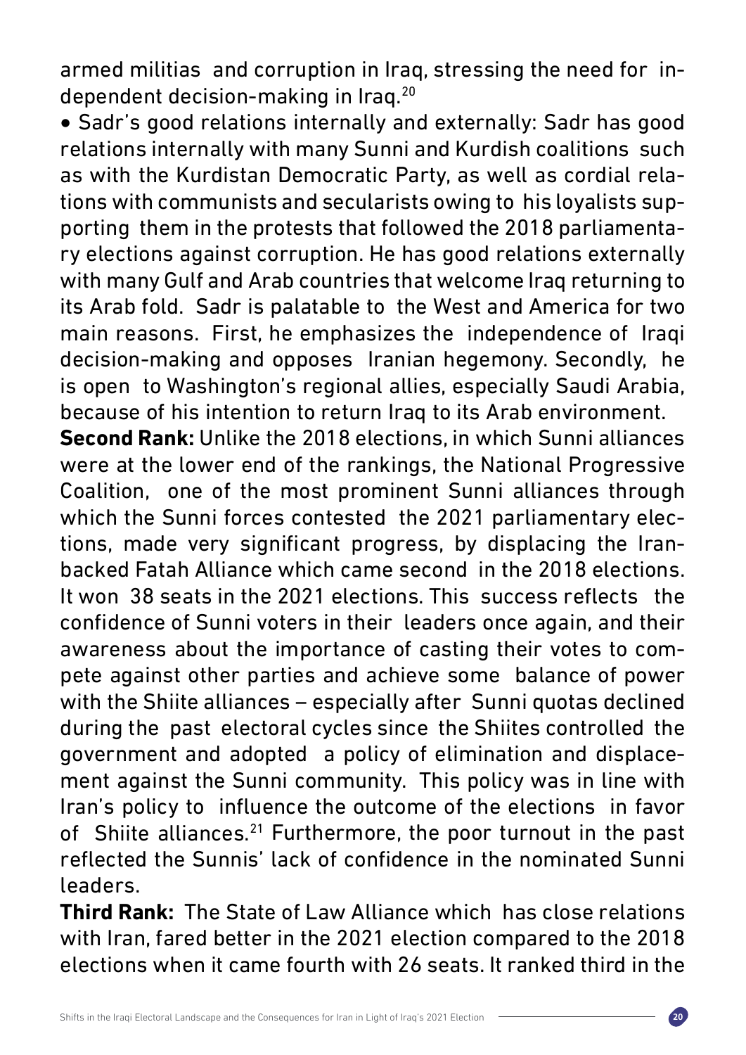armed militias and corruption in Iraq, stressing the need for independent decision-making in Iraq.[20]

- Sadr's good relations internally and externally: Sadr has good relations internally with many Sunni and Kurdish coalitions such as with the Kurdistan Democratic Party, as well as cordial relations with communists and secularists owing to his loyalists supporting them in the protests that followed the 2018 parliamentary elections against corruption. He has good relations externally with many Gulf and Arab countries that welcome Iraq returning to its Arab fold. Sadr is palatable to the West and America for two main reasons. First, he emphasizes the independence of Iraqi decision-making and opposes Iranian hegemony. Secondly, he is open to Washington's regional allies, especially Saudi Arabia, because of his intention to return Iraq to its Arab environment.

**Second Rank:** Unlike the 2018 elections, in which Sunni alliances were at the lower end of the rankings, the National Progressive Coalition, one of the most prominent Sunni alliances through which the Sunni forces contested the 2021 parliamentary elections, made very significant progress, by displacing the Iran-backed Fatah Alliance which came second in the 2018 elections. It won 38 seats in the 2021 elections. This success reflects the confidence of Sunni voters in their leaders once again, and their awareness about the importance of casting their votes to compete against other parties and achieve some balance of power with the Shiite alliances – especially after Sunni quotas declined during the past electoral cycles since the Shiites controlled the government and adopted a policy of elimination and displacement against the Sunni community. This policy was in line with Iran's policy to influence the outcome of the elections in favor of Shiite alliances.[21] Furthermore, the poor turnout in the past reflected the Sunnis' lack of confidence in the nominated Sunni leaders.

**Third Rank:** The State of Law Alliance which has close relations with Iran, fared better in the 2021 election compared to the 2018 elections when it came fourth with 26 seats. It ranked third in the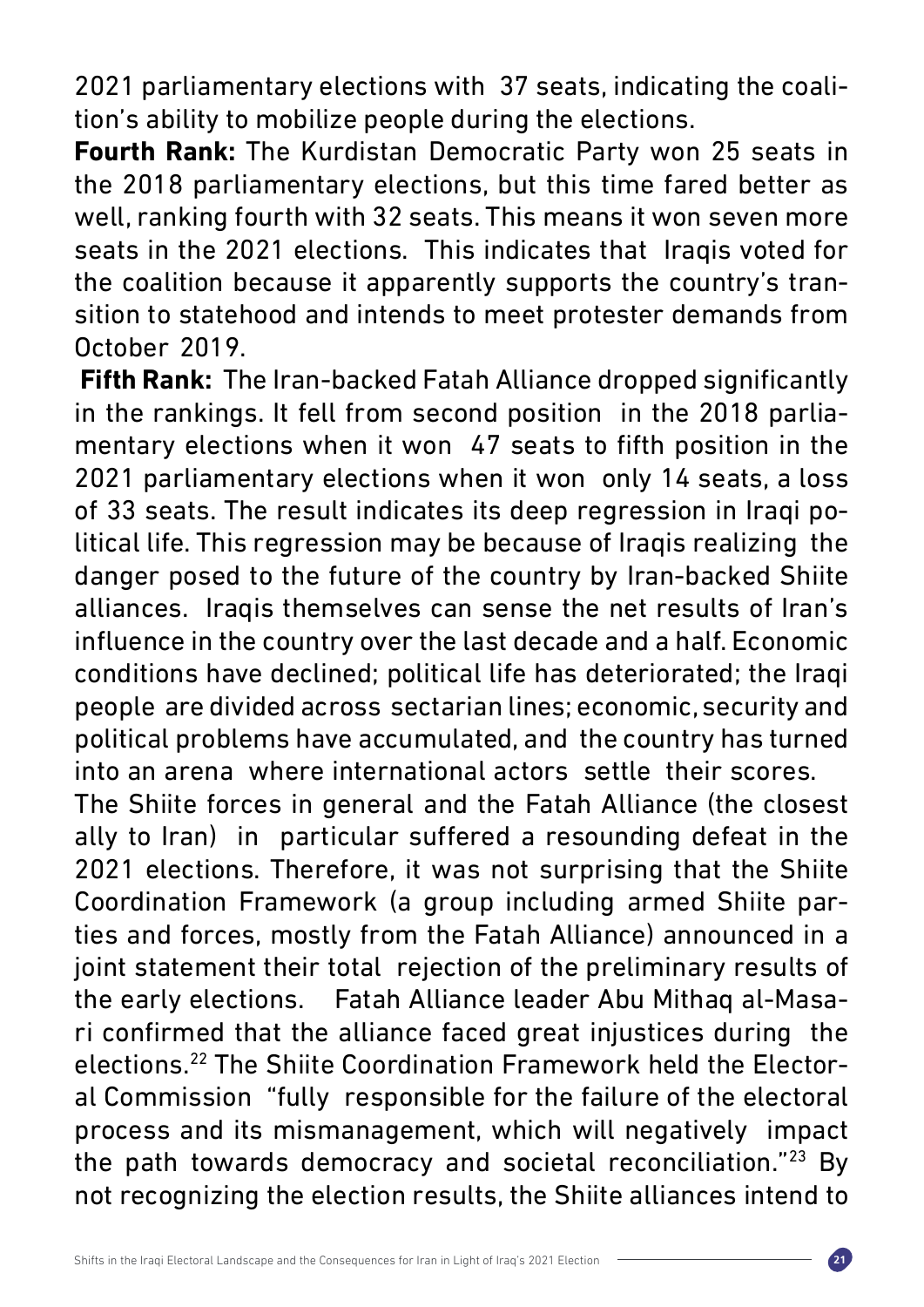2021 parliamentary elections with 37 seats, indicating the coalition's ability to mobilize people during the elections.

**Fourth Rank:** The Kurdistan Democratic Party won 25 seats in the 2018 parliamentary elections, but this time fared better as well, ranking fourth with 32 seats. This means it won seven more seats in the 2021 elections. This indicates that Iraqis voted for the coalition because it apparently supports the country's transition to statehood and intends to meet protester demands from October 2019.

**Fifth Rank:** The Iran-backed Fatah Alliance dropped significantly in the rankings. It fell from second position in the 2018 parliamentary elections when it won 47 seats to fifth position in the 2021 parliamentary elections when it won only 14 seats, a loss of 33 seats. The result indicates its deep regression in Iraqi political life. This regression may be because of Iraqis realizing the danger posed to the future of the country by Iran-backed Shiite alliances. Iraqis themselves can sense the net results of Iran's influence in the country over the last decade and a half. Economic conditions have declined; political life has deteriorated; the Iraqi people are divided across sectarian lines; economic, security and political problems have accumulated, and the country has turned into an arena where international actors settle their scores.

The Shiite forces in general and the Fatah Alliance (the closest ally to Iran) in particular suffered a resounding defeat in the 2021 elections. Therefore, it was not surprising that the Shiite Coordination Framework (a group including armed Shiite parties and forces, mostly from the Fatah Alliance) announced in a joint statement their total rejection of the preliminary results of the early elections. Fatah Alliance leader Abu Mithaq al-Masari confirmed that the alliance faced great injustices during the elections.[22] The Shiite Coordination Framework held the Electoral Commission "fully responsible for the failure of the electoral process and its mismanagement, which will negatively impact the path towards democracy and societal reconciliation."[23] By not recognizing the election results, the Shiite alliances intend to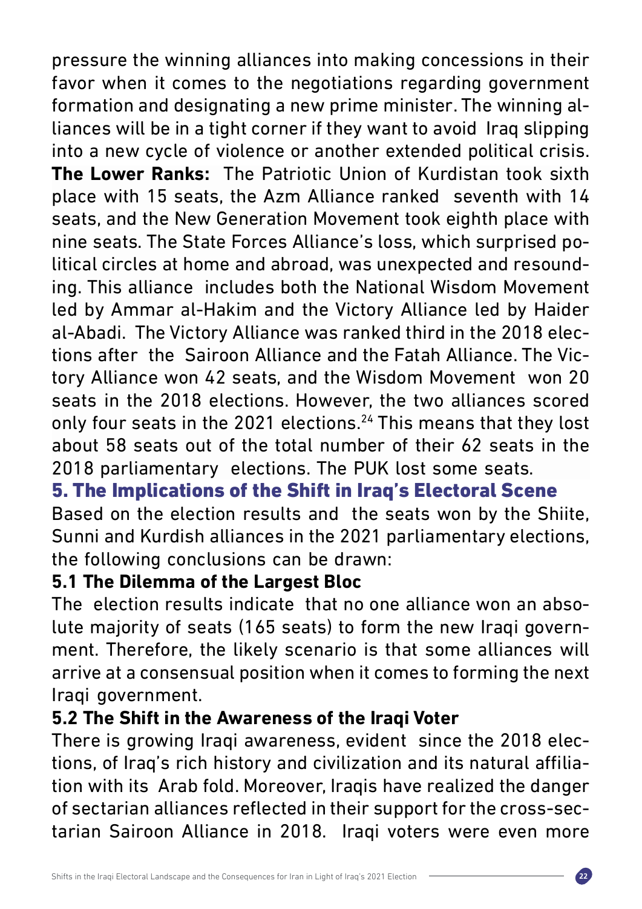pressure the winning alliances into making concessions in their favor when it comes to the negotiations regarding government formation and designating a new prime minister. The winning alliances will be in a tight corner if they want to avoid Iraq slipping into a new cycle of violence or another extended political crisis.

**The Lower Ranks:** The Patriotic Union of Kurdistan took sixth place with 15 seats, the Azm Alliance ranked seventh with 14 seats, and the New Generation Movement took eighth place with nine seats. The State Forces Alliance's loss, which surprised political circles at home and abroad, was unexpected and resounding. This alliance includes both the National Wisdom Movement led by Ammar al-Hakim and the Victory Alliance led by Haider al-Abadi. The Victory Alliance was ranked third in the 2018 elections after the Sairoon Alliance and the Fatah Alliance. The Victory Alliance won 42 seats, and the Wisdom Movement won 20 seats in the 2018 elections. However, the two alliances scored only four seats in the 2021 elections.[24] This means that they lost about 58 seats out of the total number of their 62 seats in the 2018 parliamentary elections. The PUK lost some seats.

## 5. The Implications of the Shift in Iraq's Electoral Scene

Based on the election results and the seats won by the Shiite, Sunni and Kurdish alliances in the 2021 parliamentary elections, the following conclusions can be drawn:

### 5.1 The Dilemma of the Largest Bloc

The election results indicate that no one alliance won an absolute majority of seats (165 seats) to form the new Iraqi government. Therefore, the likely scenario is that some alliances will arrive at a consensual position when it comes to forming the next Iraqi government.

### 5.2 The Shift in the Awareness of the Iraqi Voter

There is growing Iraqi awareness, evident since the 2018 elections, of Iraq's rich history and civilization and its natural affiliation with its Arab fold. Moreover, Iraqis have realized the danger of sectarian alliances reflected in their support for the cross-sectarian Sairoon Alliance in 2018. Iraqi voters were even more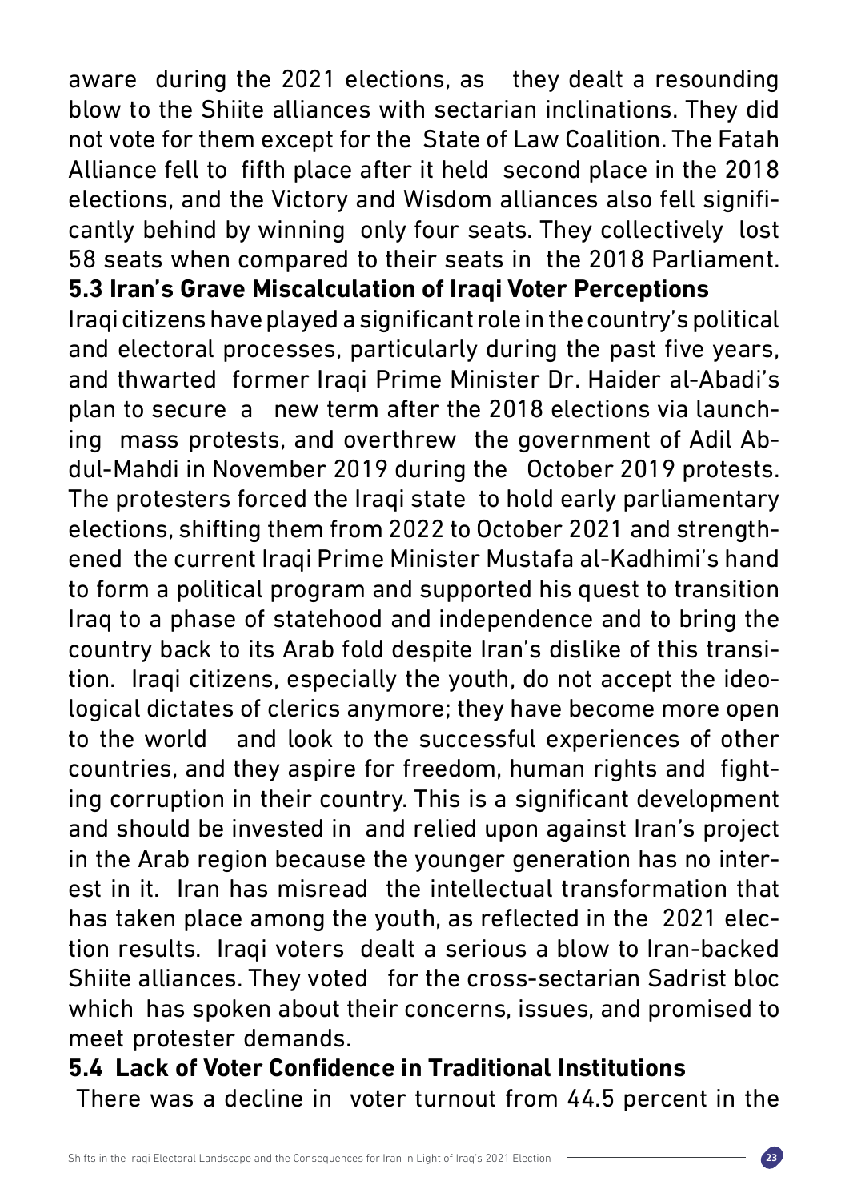aware during the 2021 elections, as they dealt a resounding blow to the Shiite alliances with sectarian inclinations. They did not vote for them except for the State of Law Coalition. The Fatah Alliance fell to fifth place after it held second place in the 2018 elections, and the Victory and Wisdom alliances also fell significantly behind by winning only four seats. They collectively lost 58 seats when compared to their seats in the 2018 Parliament.

### 5.3 Iran's Grave Miscalculation of Iraqi Voter Perceptions

Iraqi citizens have played a significant role in the country's political and electoral processes, particularly during the past five years, and thwarted former Iraqi Prime Minister Dr. Haider al-Abadi's plan to secure a new term after the 2018 elections via launching mass protests, and overthrew the government of Adil Abdul-Mahdi in November 2019 during the October 2019 protests. The protesters forced the Iraqi state to hold early parliamentary elections, shifting them from 2022 to October 2021 and strengthened the current Iraqi Prime Minister Mustafa al-Kadhimi's hand to form a political program and supported his quest to transition Iraq to a phase of statehood and independence and to bring the country back to its Arab fold despite Iran's dislike of this transition. Iraqi citizens, especially the youth, do not accept the ideological dictates of clerics anymore; they have become more open to the world and look to the successful experiences of other countries, and they aspire for freedom, human rights and fighting corruption in their country. This is a significant development and should be invested in and relied upon against Iran's project in the Arab region because the younger generation has no interest in it. Iran has misread the intellectual transformation that has taken place among the youth, as reflected in the 2021 election results. Iraqi voters dealt a serious a blow to Iran-backed Shiite alliances. They voted for the cross-sectarian Sadrist bloc which has spoken about their concerns, issues, and promised to meet protester demands.

### 5.4 Lack of Voter Confidence in Traditional Institutions

There was a decline in voter turnout from 44.5 percent in the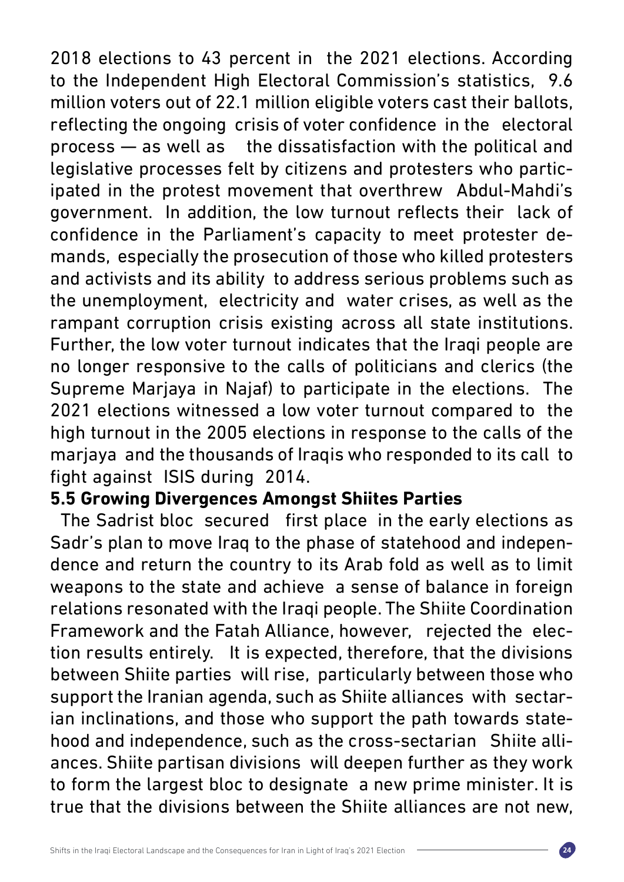2018 elections to 43 percent in the 2021 elections. According to the Independent High Electoral Commission's statistics, 9.6 million voters out of 22.1 million eligible voters cast their ballots, reflecting the ongoing crisis of voter confidence in the electoral process — as well as the dissatisfaction with the political and legislative processes felt by citizens and protesters who participated in the protest movement that overthrew Abdul-Mahdi's government. In addition, the low turnout reflects their lack of confidence in the Parliament's capacity to meet protester demands, especially the prosecution of those who killed protesters and activists and its ability to address serious problems such as the unemployment, electricity and water crises, as well as the rampant corruption crisis existing across all state institutions. Further, the low voter turnout indicates that the Iraqi people are no longer responsive to the calls of politicians and clerics (the Supreme Marjaya in Najaf) to participate in the elections. The 2021 elections witnessed a low voter turnout compared to the high turnout in the 2005 elections in response to the calls of the marjaya and the thousands of Iraqis who responded to its call to fight against ISIS during 2014.

### 5.5 Growing Divergences Amongst Shiites Parties

The Sadrist bloc secured first place in the early elections as Sadr's plan to move Iraq to the phase of statehood and independence and return the country to its Arab fold as well as to limit weapons to the state and achieve a sense of balance in foreign relations resonated with the Iraqi people. The Shiite Coordination Framework and the Fatah Alliance, however, rejected the election results entirely. It is expected, therefore, that the divisions between Shiite parties will rise, particularly between those who support the Iranian agenda, such as Shiite alliances with sectarian inclinations, and those who support the path towards statehood and independence, such as the cross-sectarian Shiite alliances. Shiite partisan divisions will deepen further as they work to form the largest bloc to designate a new prime minister. It is true that the divisions between the Shiite alliances are not new,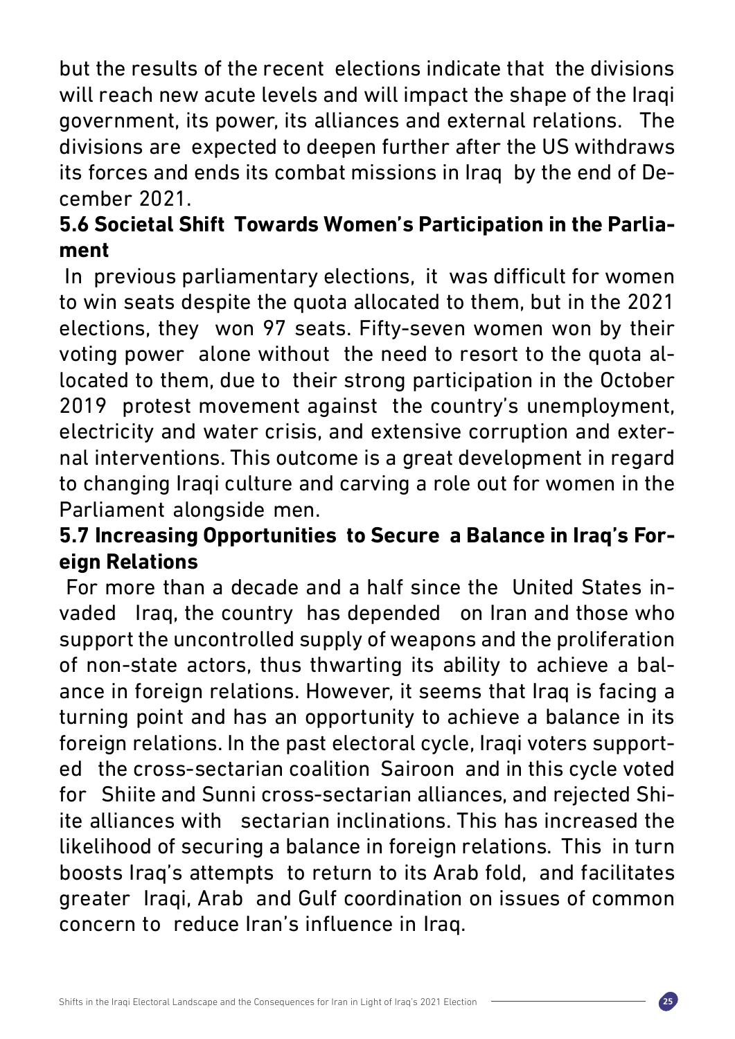but the results of the recent elections indicate that the divisions will reach new acute levels and will impact the shape of the Iraqi government, its power, its alliances and external relations. The divisions are expected to deepen further after the US withdraws its forces and ends its combat missions in Iraq by the end of December 2021.

### 5.6 Societal Shift Towards Women's Participation in the Parliament

In previous parliamentary elections, it was difficult for women to win seats despite the quota allocated to them, but in the 2021 elections, they won 97 seats. Fifty-seven women won by their voting power alone without the need to resort to the quota allocated to them, due to their strong participation in the October 2019 protest movement against the country's unemployment, electricity and water crisis, and extensive corruption and external interventions. This outcome is a great development in regard to changing Iraqi culture and carving a role out for women in the Parliament alongside men.

### 5.7 Increasing Opportunities to Secure a Balance in Iraq's Foreign Relations

For more than a decade and a half since the United States invaded Iraq, the country has depended on Iran and those who support the uncontrolled supply of weapons and the proliferation of non-state actors, thus thwarting its ability to achieve a balance in foreign relations. However, it seems that Iraq is facing a turning point and has an opportunity to achieve a balance in its foreign relations. In the past electoral cycle, Iraqi voters supported the cross-sectarian coalition Sairoon and in this cycle voted for Shiite and Sunni cross-sectarian alliances, and rejected Shiite alliances with sectarian inclinations. This has increased the likelihood of securing a balance in foreign relations. This in turn boosts Iraq's attempts to return to its Arab fold, and facilitates greater Iraqi, Arab and Gulf coordination on issues of common concern to reduce Iran's influence in Iraq.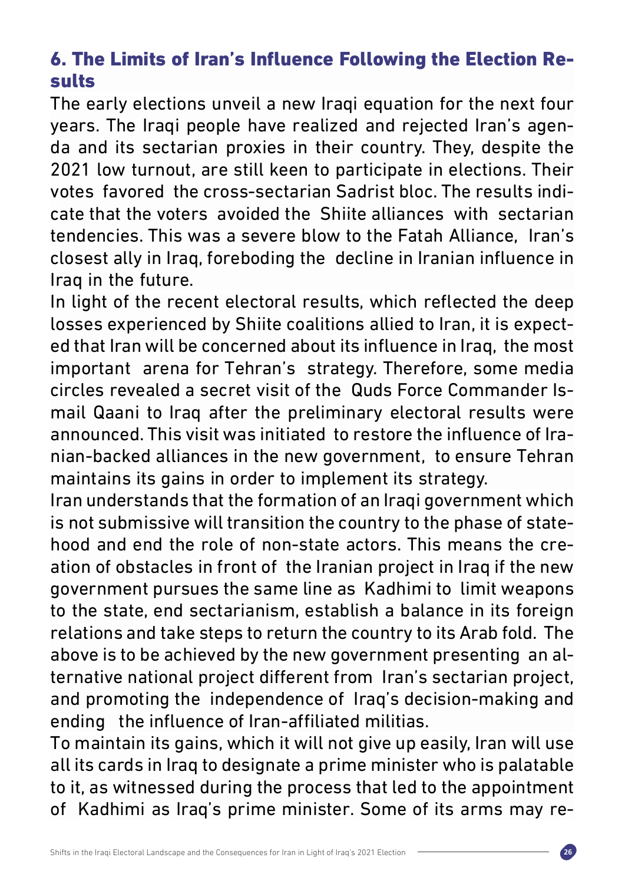## 6. The Limits of Iran's Influence Following the Election Results

The early elections unveil a new Iraqi equation for the next four years. The Iraqi people have realized and rejected Iran's agenda and its sectarian proxies in their country. They, despite the 2021 low turnout, are still keen to participate in elections. Their votes favored the cross-sectarian Sadrist bloc. The results indicate that the voters avoided the Shiite alliances with sectarian tendencies. This was a severe blow to the Fatah Alliance, Iran's closest ally in Iraq, foreboding the decline in Iranian influence in Iraq in the future.

In light of the recent electoral results, which reflected the deep losses experienced by Shiite coalitions allied to Iran, it is expected that Iran will be concerned about its influence in Iraq, the most important arena for Tehran's strategy. Therefore, some media circles revealed a secret visit of the Quds Force Commander Ismail Qaani to Iraq after the preliminary electoral results were announced. This visit was initiated to restore the influence of Iranian-backed alliances in the new government, to ensure Tehran maintains its gains in order to implement its strategy.

Iran understands that the formation of an Iraqi government which is not submissive will transition the country to the phase of statehood and end the role of non-state actors. This means the creation of obstacles in front of the Iranian project in Iraq if the new government pursues the same line as Kadhimi to limit weapons to the state, end sectarianism, establish a balance in its foreign relations and take steps to return the country to its Arab fold. The above is to be achieved by the new government presenting an alternative national project different from Iran's sectarian project, and promoting the independence of Iraq's decision-making and ending the influence of Iran-affiliated militias.

To maintain its gains, which it will not give up easily, Iran will use all its cards in Iraq to designate a prime minister who is palatable to it, as witnessed during the process that led to the appointment of Kadhimi as Iraq's prime minister. Some of its arms may re-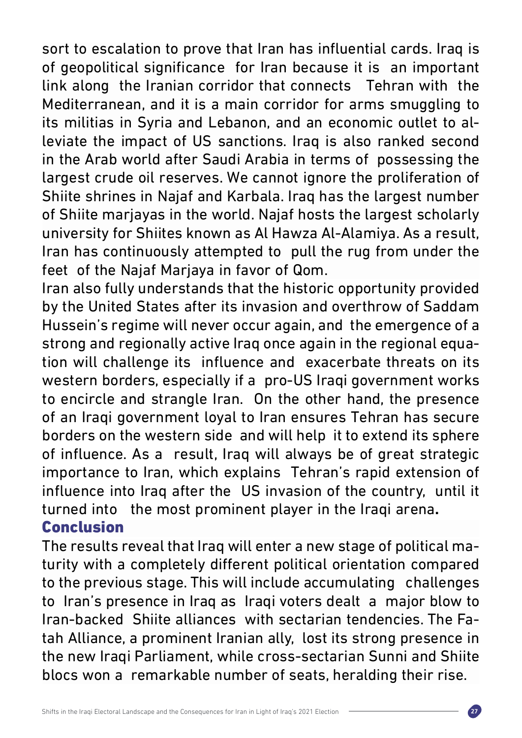sort to escalation to prove that Iran has influential cards. Iraq is of geopolitical significance for Iran because it is an important link along the Iranian corridor that connects Tehran with the Mediterranean, and it is a main corridor for arms smuggling to its militias in Syria and Lebanon, and an economic outlet to alleviate the impact of US sanctions. Iraq is also ranked second in the Arab world after Saudi Arabia in terms of possessing the largest crude oil reserves. We cannot ignore the proliferation of Shiite shrines in Najaf and Karbala. Iraq has the largest number of Shiite marjayas in the world. Najaf hosts the largest scholarly university for Shiites known as Al Hawza Al-Alamiya. As a result, Iran has continuously attempted to pull the rug from under the feet of the Najaf Marjaya in favor of Qom.

Iran also fully understands that the historic opportunity provided by the United States after its invasion and overthrow of Saddam Hussein's regime will never occur again, and the emergence of a strong and regionally active Iraq once again in the regional equation will challenge its influence and exacerbate threats on its western borders, especially if a pro-US Iraqi government works to encircle and strangle Iran. On the other hand, the presence of an Iraqi government loyal to Iran ensures Tehran has secure borders on the western side and will help it to extend its sphere of influence. As a result, Iraq will always be of great strategic importance to Iran, which explains Tehran's rapid extension of influence into Iraq after the US invasion of the country, until it turned into the most prominent player in the Iraqi arena.

## Conclusion

The results reveal that Iraq will enter a new stage of political maturity with a completely different political orientation compared to the previous stage. This will include accumulating challenges to Iran's presence in Iraq as Iraqi voters dealt a major blow to Iran-backed Shiite alliances with sectarian tendencies. The Fatah Alliance, a prominent Iranian ally, lost its strong presence in the new Iraqi Parliament, while cross-sectarian Sunni and Shiite blocs won a remarkable number of seats, heralding their rise.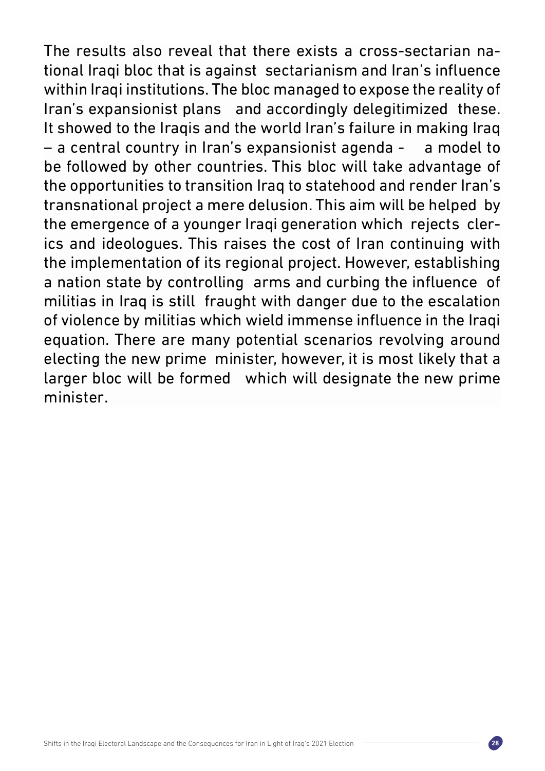The results also reveal that there exists a cross-sectarian national Iraqi bloc that is against sectarianism and Iran's influence within Iraqi institutions. The bloc managed to expose the reality of Iran's expansionist plans and accordingly delegitimized these. It showed to the Iraqis and the world Iran's failure in making Iraq – a central country in Iran's expansionist agenda - a model to be followed by other countries. This bloc will take advantage of the opportunities to transition Iraq to statehood and render Iran's transnational project a mere delusion. This aim will be helped by the emergence of a younger Iraqi generation which rejects clerics and ideologues. This raises the cost of Iran continuing with the implementation of its regional project. However, establishing a nation state by controlling arms and curbing the influence of militias in Iraq is still fraught with danger due to the escalation of violence by militias which wield immense influence in the Iraqi equation. There are many potential scenarios revolving around electing the new prime minister, however, it is most likely that a larger bloc will be formed which will designate the new prime minister.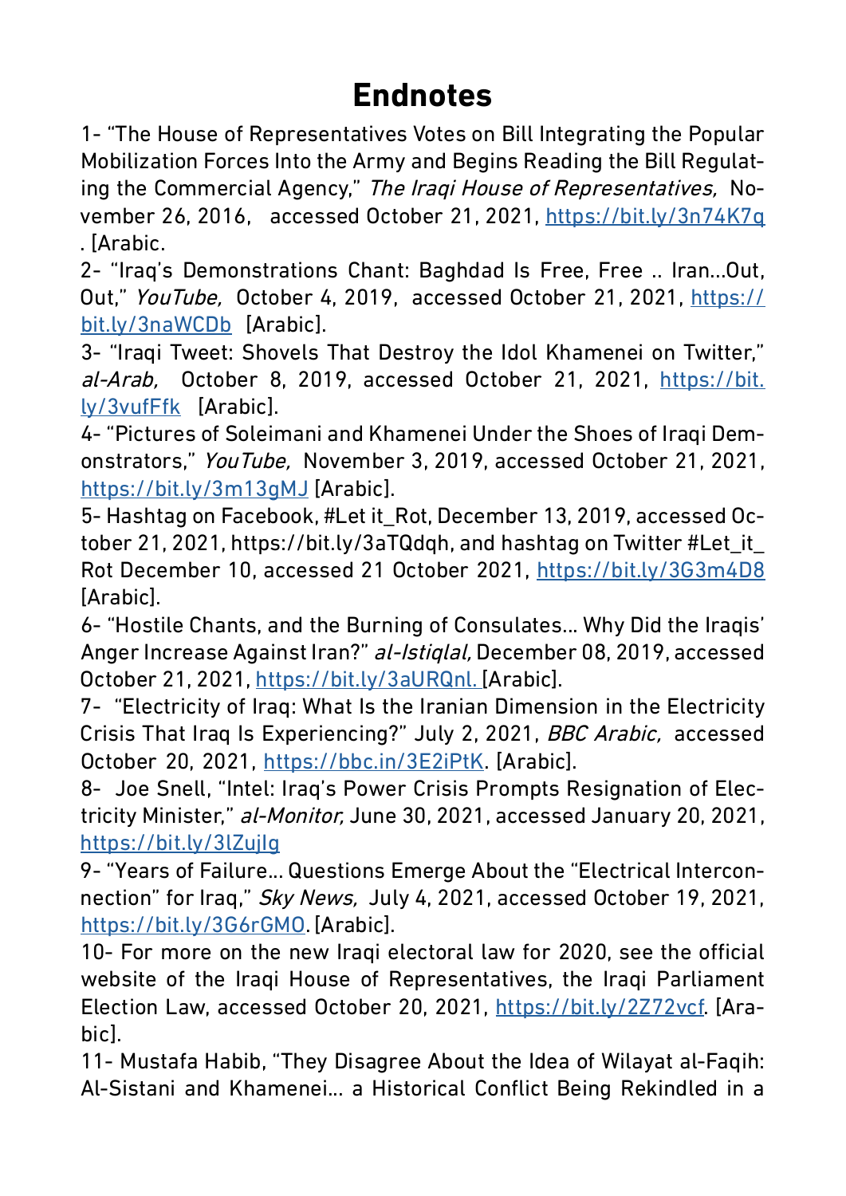# Endnotes

1- "The House of Representatives Votes on Bill Integrating the Popular Mobilization Forces Into the Army and Begins Reading the Bill Regulating the Commercial Agency," *The Iraqi House of Representatives,* November 26, 2016, accessed October 21, 2021, https://bit.ly/3n74K7q . [Arabic.

2- "Iraq's Demonstrations Chant: Baghdad Is Free, Free .. Iran...Out, Out," *YouTube,* October 4, 2019, accessed October 21, 2021, https://bit.ly/3naWCDb [Arabic].

3- "Iraqi Tweet: Shovels That Destroy the Idol Khamenei on Twitter," *al-Arab,* October 8, 2019, accessed October 21, 2021, https://bit.ly/3vufFfk [Arabic].

4- "Pictures of Soleimani and Khamenei Under the Shoes of Iraqi Demonstrators," *YouTube,* November 3, 2019, accessed October 21, 2021, https://bit.ly/3m13gMJ [Arabic].

5- Hashtag on Facebook, #Let it_Rot, December 13, 2019, accessed October 21, 2021, https://bit.ly/3aTQdqh, and hashtag on Twitter #Let_it_Rot December 10, accessed 21 October 2021, https://bit.ly/3G3m4D8 [Arabic].

6- "Hostile Chants, and the Burning of Consulates... Why Did the Iraqis' Anger Increase Against Iran?" *al-Istiqlal,* December 08, 2019, accessed October 21, 2021, https://bit.ly/3aURQnl. [Arabic].

7- "Electricity of Iraq: What Is the Iranian Dimension in the Electricity Crisis That Iraq Is Experiencing?" July 2, 2021, *BBC Arabic,* accessed October 20, 2021, https://bbc.in/3E2iPtK. [Arabic].

8- Joe Snell, "Intel: Iraq's Power Crisis Prompts Resignation of Electricity Minister," *al-Monitor,* June 30, 2021, accessed January 20, 2021, https://bit.ly/3lZujlg

9- "Years of Failure... Questions Emerge About the "Electrical Interconnection" for Iraq," *Sky News,* July 4, 2021, accessed October 19, 2021, https://bit.ly/3G6rGMO. [Arabic].

10- For more on the new Iraqi electoral law for 2020, see the official website of the Iraqi House of Representatives, the Iraqi Parliament Election Law, accessed October 20, 2021, https://bit.ly/2Z72vcf. [Arabic].

11- Mustafa Habib, "They Disagree About the Idea of Wilayat al-Faqih: Al-Sistani and Khamenei... a Historical Conflict Being Rekindled in a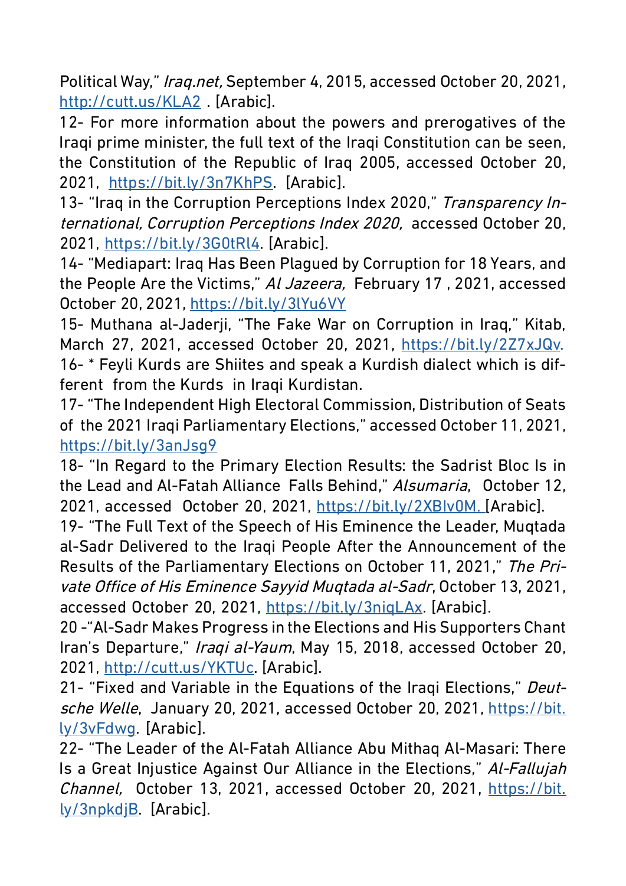Political Way," *Iraq.net,* September 4, 2015, accessed October 20, 2021, http://cutt.us/KLA2 . [Arabic].

12- For more information about the powers and prerogatives of the Iraqi prime minister, the full text of the Iraqi Constitution can be seen, the Constitution of the Republic of Iraq 2005, accessed October 20, 2021, https://bit.ly/3n7KhPS. [Arabic].

13- "Iraq in the Corruption Perceptions Index 2020," *Transparency International, Corruption Perceptions Index 2020,* accessed October 20, 2021, https://bit.ly/3G0tRl4. [Arabic].

14- "Mediapart: Iraq Has Been Plagued by Corruption for 18 Years, and the People Are the Victims," *Al Jazeera,* February 17 , 2021, accessed October 20, 2021, https://bit.ly/3lYu6VY

15- Muthana al-Jaderji, "The Fake War on Corruption in Iraq," Kitab, March 27, 2021, accessed October 20, 2021, https://bit.ly/2Z7xJQv.

16- * Feyli Kurds are Shiites and speak a Kurdish dialect which is different from the Kurds in Iraqi Kurdistan.

17- "The Independent High Electoral Commission, Distribution of Seats of the 2021 Iraqi Parliamentary Elections," accessed October 11, 2021, https://bit.ly/3anJsg9

18- "In Regard to the Primary Election Results: the Sadrist Bloc Is in the Lead and Al-Fatah Alliance Falls Behind," *Alsumaria*, October 12, 2021, accessed October 20, 2021, https://bit.ly/2XBIv0M. [Arabic].

19- "The Full Text of the Speech of His Eminence the Leader, Muqtada al-Sadr Delivered to the Iraqi People After the Announcement of the Results of the Parliamentary Elections on October 11, 2021," *The Private Office of His Eminence Sayyid Muqtada al-Sadr*, October 13, 2021, accessed October 20, 2021, https://bit.ly/3niqLAx. [Arabic].

20 -"Al-Sadr Makes Progress in the Elections and His Supporters Chant Iran's Departure," *Iraqi al-Yaum*, May 15, 2018, accessed October 20, 2021, http://cutt.us/YKTUc. [Arabic].

21- "Fixed and Variable in the Equations of the Iraqi Elections," *Deutsche Welle*, January 20, 2021, accessed October 20, 2021, https://bit.ly/3vFdwg. [Arabic].

22- "The Leader of the Al-Fatah Alliance Abu Mithaq Al-Masari: There Is a Great Injustice Against Our Alliance in the Elections," *Al-Fallujah Channel,* October 13, 2021, accessed October 20, 2021, https://bit.ly/3npkdjB. [Arabic].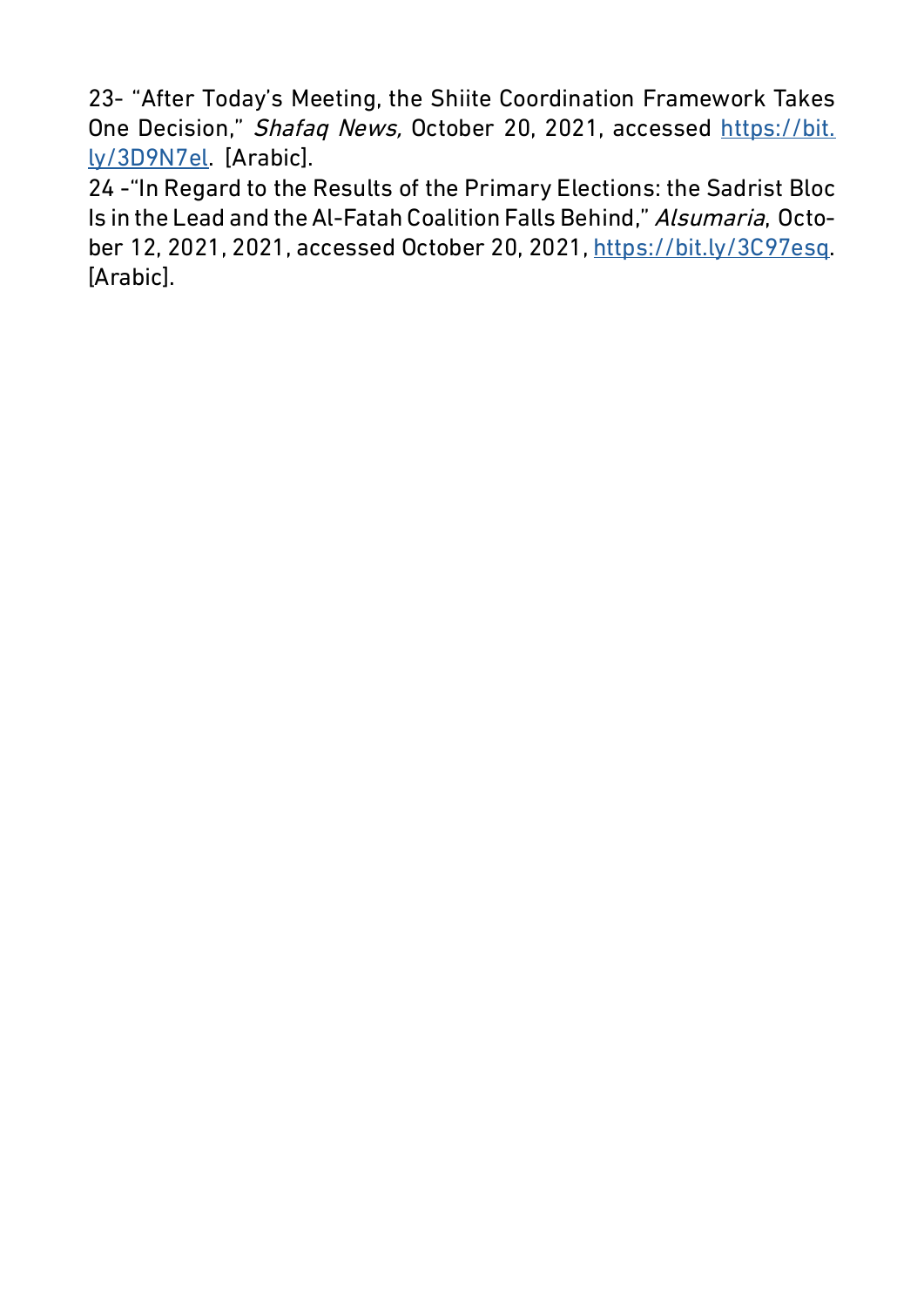23- "After Today's Meeting, the Shiite Coordination Framework Takes One Decision," *Shafaq News,* October 20, 2021, accessed https://bit.ly/3D9N7el. [Arabic].

24 -"In Regard to the Results of the Primary Elections: the Sadrist Bloc Is in the Lead and the Al-Fatah Coalition Falls Behind," *Alsumaria*, October 12, 2021, 2021, accessed October 20, 2021, https://bit.ly/3C97esq. [Arabic].